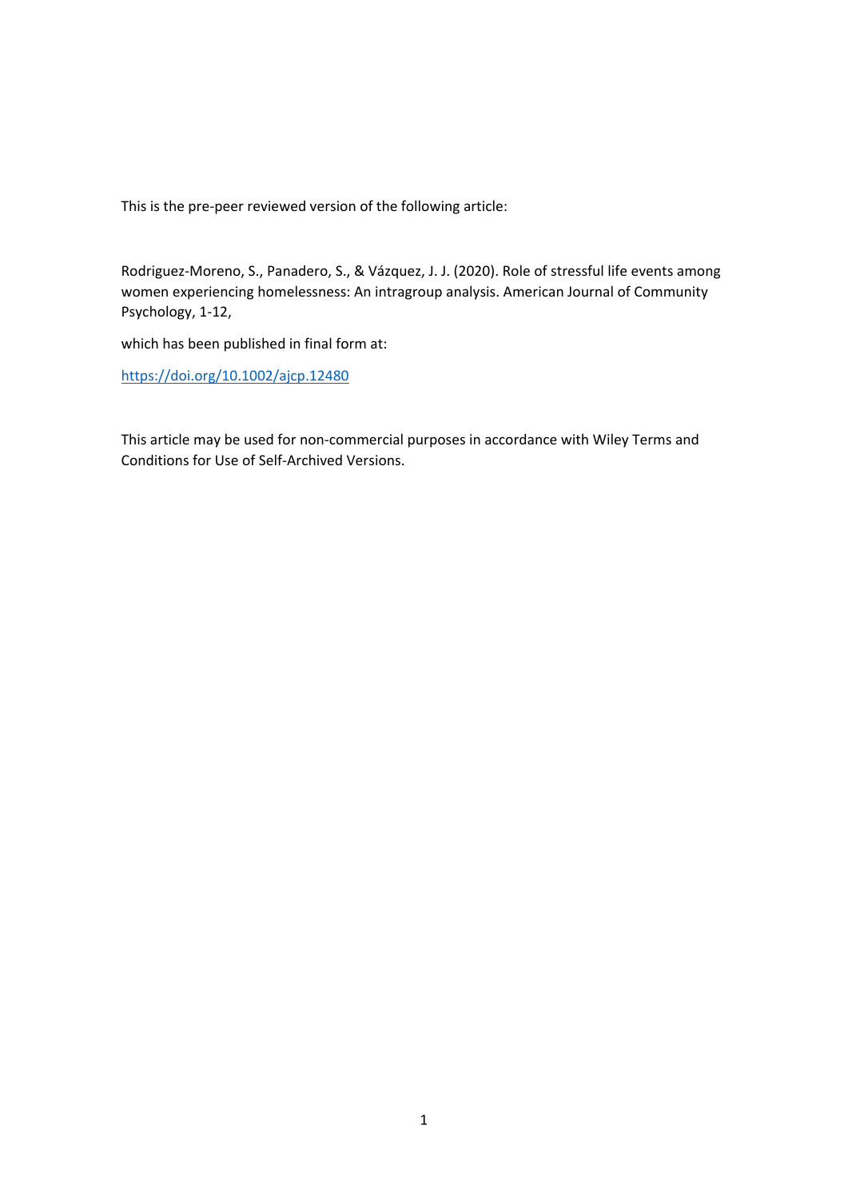This is the pre-peer reviewed version of the following article:

Rodriguez-Moreno, S., Panadero, S., & Vázquez, J. J. (2020). Role of stressful life events among women experiencing homelessness: An intragroup analysis. American Journal of Community Psychology, 1-12,

which has been published in final form at:

https://doi.org/10.1002/ajcp.12480

This article may be used for non-commercial purposes in accordance with Wiley Terms and Conditions for Use of Self-Archived Versions.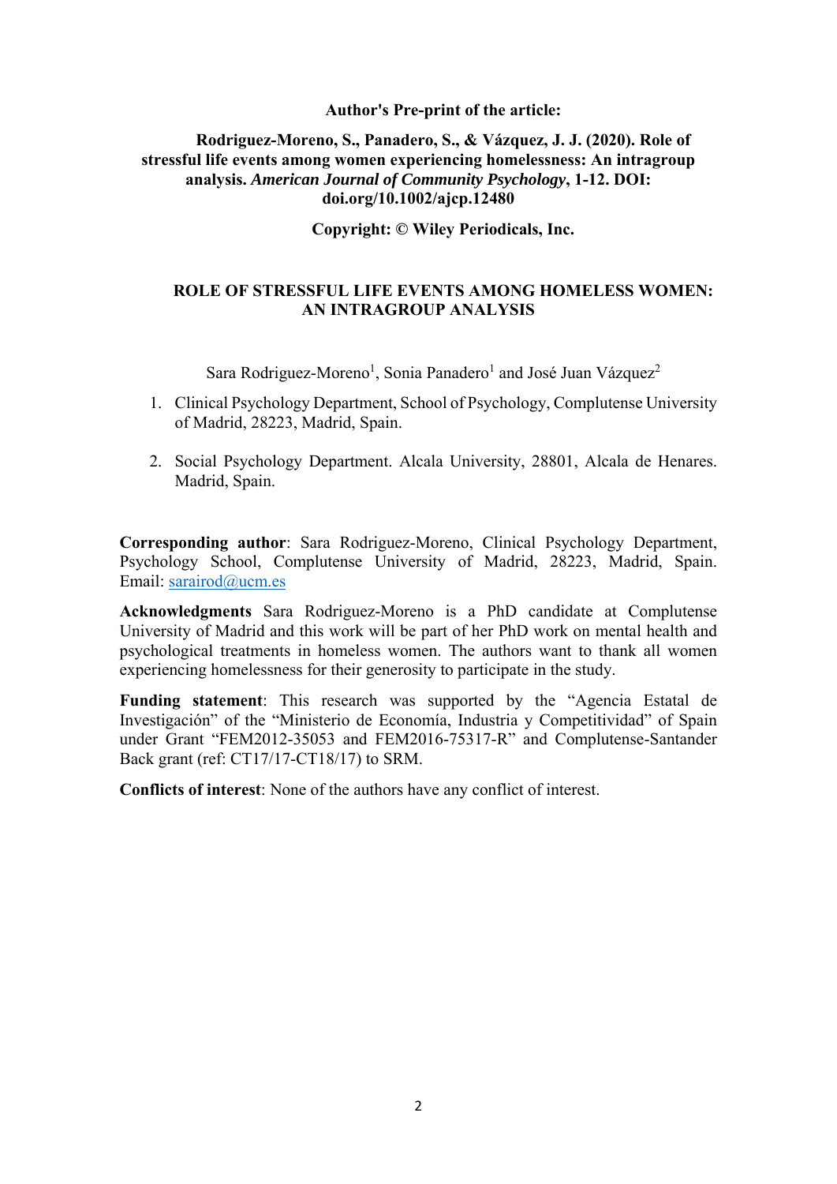**Author's Pre-print of the article:**

**Rodriguez-Moreno, S., Panadero, S., & Vázquez, J. J. (2020). Role of stressful life events among women experiencing homelessness: An intragroup analysis. *American Journal of Community Psychology*, 1-12. DOI: doi.org/10.1002/ajcp.12480**

**Copyright: © Wiley Periodicals, Inc.**

# ROLE OF STRESSFUL LIFE EVENTS AMONG HOMELESS WOMEN: AN INTRAGROUP ANALYSIS

Sara Rodriguez-Moreno[1], Sonia Panadero[1] and José Juan Vázquez[2]

1. Clinical Psychology Department, School of Psychology, Complutense University of Madrid, 28223, Madrid, Spain.
2. Social Psychology Department. Alcala University, 28801, Alcala de Henares. Madrid, Spain.

**Corresponding author**: Sara Rodriguez-Moreno, Clinical Psychology Department, Psychology School, Complutense University of Madrid, 28223, Madrid, Spain. Email: sarairod@ucm.es

**Acknowledgments** Sara Rodriguez-Moreno is a PhD candidate at Complutense University of Madrid and this work will be part of her PhD work on mental health and psychological treatments in homeless women. The authors want to thank all women experiencing homelessness for their generosity to participate in the study.

**Funding statement**: This research was supported by the "Agencia Estatal de Investigación" of the "Ministerio de Economía, Industria y Competitividad" of Spain under Grant "FEM2012-35053 and FEM2016-75317-R" and Complutense-Santander Back grant (ref: CT17/17-CT18/17) to SRM.

**Conflicts of interest**: None of the authors have any conflict of interest.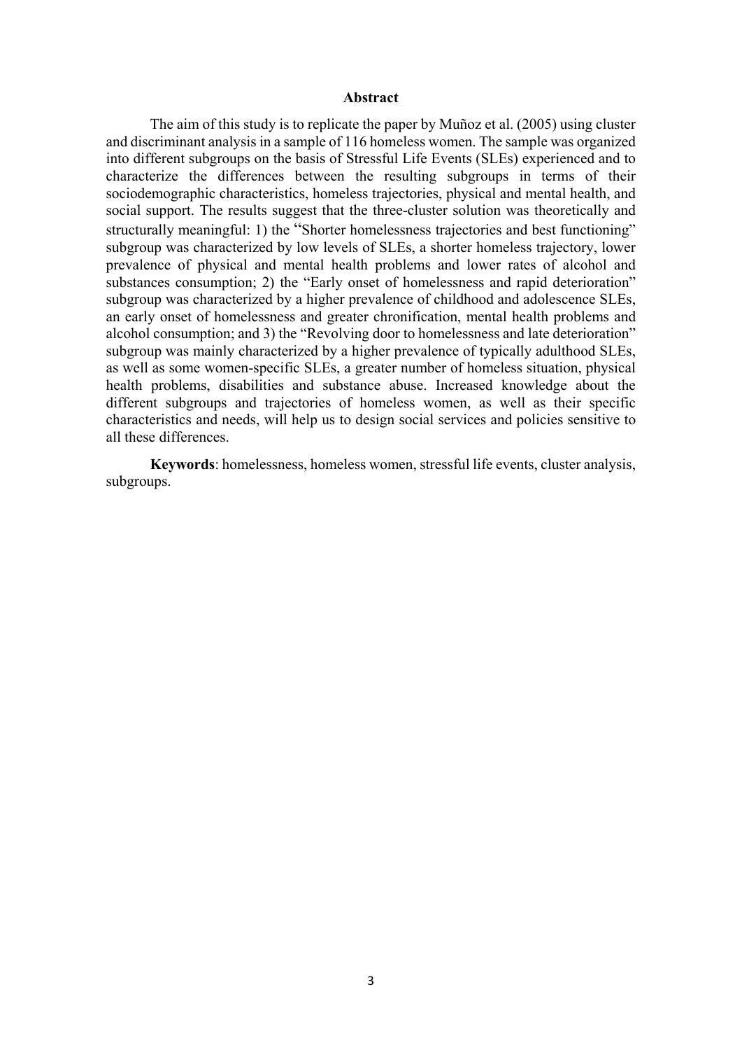## Abstract

The aim of this study is to replicate the paper by Muñoz et al. (2005) using cluster and discriminant analysis in a sample of 116 homeless women. The sample was organized into different subgroups on the basis of Stressful Life Events (SLEs) experienced and to characterize the differences between the resulting subgroups in terms of their sociodemographic characteristics, homeless trajectories, physical and mental health, and social support. The results suggest that the three-cluster solution was theoretically and structurally meaningful: 1) the "Shorter homelessness trajectories and best functioning" subgroup was characterized by low levels of SLEs, a shorter homeless trajectory, lower prevalence of physical and mental health problems and lower rates of alcohol and substances consumption; 2) the "Early onset of homelessness and rapid deterioration" subgroup was characterized by a higher prevalence of childhood and adolescence SLEs, an early onset of homelessness and greater chronification, mental health problems and alcohol consumption; and 3) the "Revolving door to homelessness and late deterioration" subgroup was mainly characterized by a higher prevalence of typically adulthood SLEs, as well as some women-specific SLEs, a greater number of homeless situation, physical health problems, disabilities and substance abuse. Increased knowledge about the different subgroups and trajectories of homeless women, as well as their specific characteristics and needs, will help us to design social services and policies sensitive to all these differences.

**Keywords**: homelessness, homeless women, stressful life events, cluster analysis, subgroups.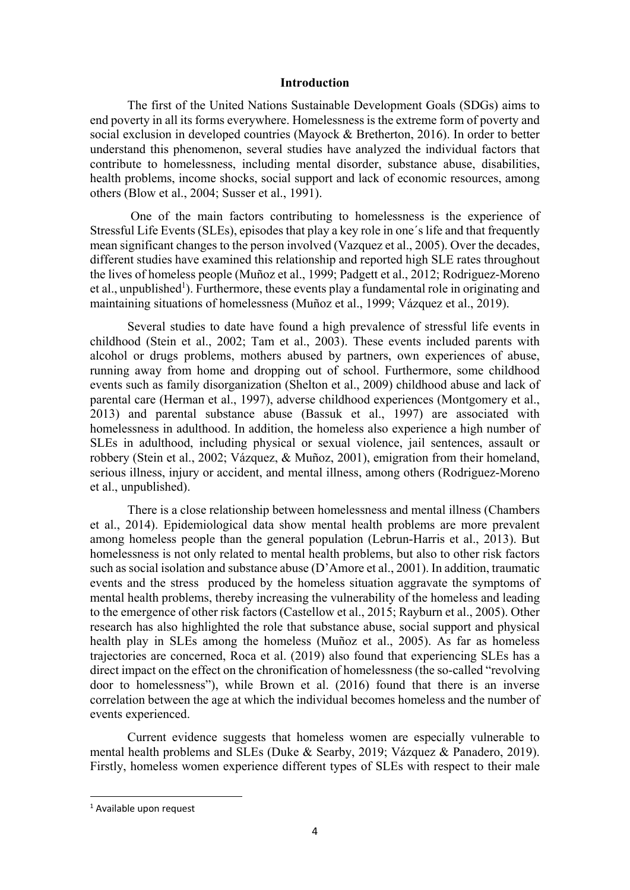## Introduction

The first of the United Nations Sustainable Development Goals (SDGs) aims to end poverty in all its forms everywhere. Homelessness is the extreme form of poverty and social exclusion in developed countries (Mayock & Bretherton, 2016). In order to better understand this phenomenon, several studies have analyzed the individual factors that contribute to homelessness, including mental disorder, substance abuse, disabilities, health problems, income shocks, social support and lack of economic resources, among others (Blow et al., 2004; Susser et al., 1991).

One of the main factors contributing to homelessness is the experience of Stressful Life Events (SLEs), episodes that play a key role in one´s life and that frequently mean significant changes to the person involved (Vazquez et al., 2005). Over the decades, different studies have examined this relationship and reported high SLE rates throughout the lives of homeless people (Muñoz et al., 1999; Padgett et al., 2012; Rodriguez-Moreno et al., unpublished[1]). Furthermore, these events play a fundamental role in originating and maintaining situations of homelessness (Muñoz et al., 1999; Vázquez et al., 2019).

Several studies to date have found a high prevalence of stressful life events in childhood (Stein et al., 2002; Tam et al., 2003). These events included parents with alcohol or drugs problems, mothers abused by partners, own experiences of abuse, running away from home and dropping out of school. Furthermore, some childhood events such as family disorganization (Shelton et al., 2009) childhood abuse and lack of parental care (Herman et al., 1997), adverse childhood experiences (Montgomery et al., 2013) and parental substance abuse (Bassuk et al., 1997) are associated with homelessness in adulthood. In addition, the homeless also experience a high number of SLEs in adulthood, including physical or sexual violence, jail sentences, assault or robbery (Stein et al., 2002; Vázquez, & Muñoz, 2001), emigration from their homeland, serious illness, injury or accident, and mental illness, among others (Rodriguez-Moreno et al., unpublished).

There is a close relationship between homelessness and mental illness (Chambers et al., 2014). Epidemiological data show mental health problems are more prevalent among homeless people than the general population (Lebrun-Harris et al., 2013). But homelessness is not only related to mental health problems, but also to other risk factors such as social isolation and substance abuse (D'Amore et al., 2001). In addition, traumatic events and the stress produced by the homeless situation aggravate the symptoms of mental health problems, thereby increasing the vulnerability of the homeless and leading to the emergence of other risk factors (Castellow et al., 2015; Rayburn et al., 2005). Other research has also highlighted the role that substance abuse, social support and physical health play in SLEs among the homeless (Muñoz et al., 2005). As far as homeless trajectories are concerned, Roca et al. (2019) also found that experiencing SLEs has a direct impact on the effect on the chronification of homelessness (the so-called "revolving door to homelessness"), while Brown et al. (2016) found that there is an inverse correlation between the age at which the individual becomes homeless and the number of events experienced.

Current evidence suggests that homeless women are especially vulnerable to mental health problems and SLEs (Duke & Searby, 2019; Vázquez & Panadero, 2019). Firstly, homeless women experience different types of SLEs with respect to their male

---

[1] Available upon request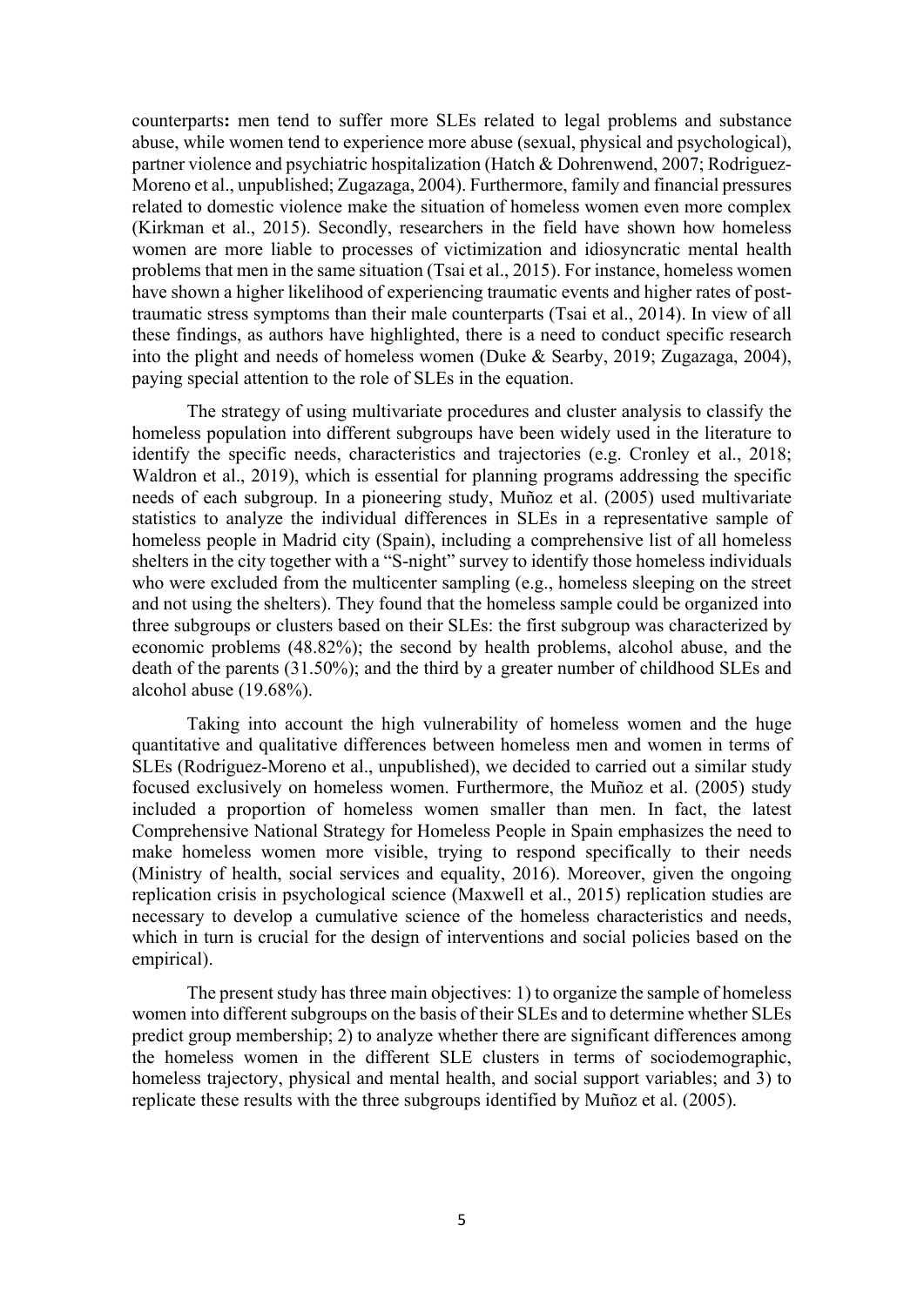counterparts**:** men tend to suffer more SLEs related to legal problems and substance abuse, while women tend to experience more abuse (sexual, physical and psychological), partner violence and psychiatric hospitalization (Hatch & Dohrenwend, 2007; Rodriguez-Moreno et al., unpublished; Zugazaga, 2004). Furthermore, family and financial pressures related to domestic violence make the situation of homeless women even more complex (Kirkman et al., 2015). Secondly, researchers in the field have shown how homeless women are more liable to processes of victimization and idiosyncratic mental health problems that men in the same situation (Tsai et al., 2015). For instance, homeless women have shown a higher likelihood of experiencing traumatic events and higher rates of post-traumatic stress symptoms than their male counterparts (Tsai et al., 2014). In view of all these findings, as authors have highlighted, there is a need to conduct specific research into the plight and needs of homeless women (Duke & Searby, 2019; Zugazaga, 2004), paying special attention to the role of SLEs in the equation.

The strategy of using multivariate procedures and cluster analysis to classify the homeless population into different subgroups have been widely used in the literature to identify the specific needs, characteristics and trajectories (e.g. Cronley et al., 2018; Waldron et al., 2019), which is essential for planning programs addressing the specific needs of each subgroup. In a pioneering study, Muñoz et al. (2005) used multivariate statistics to analyze the individual differences in SLEs in a representative sample of homeless people in Madrid city (Spain), including a comprehensive list of all homeless shelters in the city together with a "S-night" survey to identify those homeless individuals who were excluded from the multicenter sampling (e.g., homeless sleeping on the street and not using the shelters). They found that the homeless sample could be organized into three subgroups or clusters based on their SLEs: the first subgroup was characterized by economic problems (48.82%); the second by health problems, alcohol abuse, and the death of the parents (31.50%); and the third by a greater number of childhood SLEs and alcohol abuse (19.68%).

Taking into account the high vulnerability of homeless women and the huge quantitative and qualitative differences between homeless men and women in terms of SLEs (Rodriguez-Moreno et al., unpublished), we decided to carried out a similar study focused exclusively on homeless women. Furthermore, the Muñoz et al. (2005) study included a proportion of homeless women smaller than men. In fact, the latest Comprehensive National Strategy for Homeless People in Spain emphasizes the need to make homeless women more visible, trying to respond specifically to their needs (Ministry of health, social services and equality, 2016). Moreover, given the ongoing replication crisis in psychological science (Maxwell et al., 2015) replication studies are necessary to develop a cumulative science of the homeless characteristics and needs, which in turn is crucial for the design of interventions and social policies based on the empirical).

The present study has three main objectives: 1) to organize the sample of homeless women into different subgroups on the basis of their SLEs and to determine whether SLEs predict group membership; 2) to analyze whether there are significant differences among the homeless women in the different SLE clusters in terms of sociodemographic, homeless trajectory, physical and mental health, and social support variables; and 3) to replicate these results with the three subgroups identified by Muñoz et al. (2005).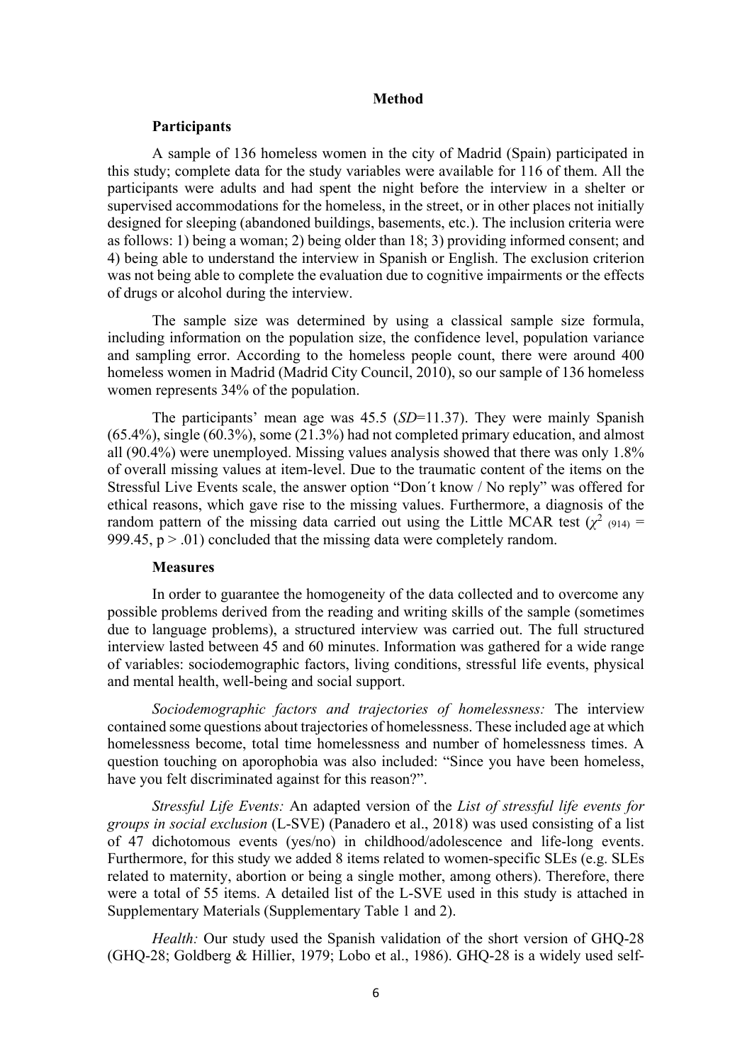## Method

### Participants

A sample of 136 homeless women in the city of Madrid (Spain) participated in this study; complete data for the study variables were available for 116 of them. All the participants were adults and had spent the night before the interview in a shelter or supervised accommodations for the homeless, in the street, or in other places not initially designed for sleeping (abandoned buildings, basements, etc.). The inclusion criteria were as follows: 1) being a woman; 2) being older than 18; 3) providing informed consent; and 4) being able to understand the interview in Spanish or English. The exclusion criterion was not being able to complete the evaluation due to cognitive impairments or the effects of drugs or alcohol during the interview.

The sample size was determined by using a classical sample size formula, including information on the population size, the confidence level, population variance and sampling error. According to the homeless people count, there were around 400 homeless women in Madrid (Madrid City Council, 2010), so our sample of 136 homeless women represents 34% of the population.

The participants' mean age was 45.5 (*SD*=11.37). They were mainly Spanish (65.4%), single (60.3%), some (21.3%) had not completed primary education, and almost all (90.4%) were unemployed. Missing values analysis showed that there was only 1.8% of overall missing values at item-level. Due to the traumatic content of the items on the Stressful Live Events scale, the answer option "Don´t know / No reply" was offered for ethical reasons, which gave rise to the missing values. Furthermore, a diagnosis of the random pattern of the missing data carried out using the Little MCAR test ($\chi^2_{(914)}$ = 999.45, $p > .01$) concluded that the missing data were completely random.

### Measures

In order to guarantee the homogeneity of the data collected and to overcome any possible problems derived from the reading and writing skills of the sample (sometimes due to language problems), a structured interview was carried out. The full structured interview lasted between 45 and 60 minutes. Information was gathered for a wide range of variables: sociodemographic factors, living conditions, stressful life events, physical and mental health, well-being and social support.

*Sociodemographic factors and trajectories of homelessness:* The interview contained some questions about trajectories of homelessness. These included age at which homelessness become, total time homelessness and number of homelessness times. A question touching on aporophobia was also included: "Since you have been homeless, have you felt discriminated against for this reason?".

*Stressful Life Events:* An adapted version of the *List of stressful life events for groups in social exclusion* (L-SVE) (Panadero et al., 2018) was used consisting of a list of 47 dichotomous events (yes/no) in childhood/adolescence and life-long events. Furthermore, for this study we added 8 items related to women-specific SLEs (e.g. SLEs related to maternity, abortion or being a single mother, among others). Therefore, there were a total of 55 items. A detailed list of the L-SVE used in this study is attached in Supplementary Materials (Supplementary Table 1 and 2).

*Health:* Our study used the Spanish validation of the short version of GHQ-28 (GHQ-28; Goldberg & Hillier, 1979; Lobo et al., 1986). GHQ-28 is a widely used self-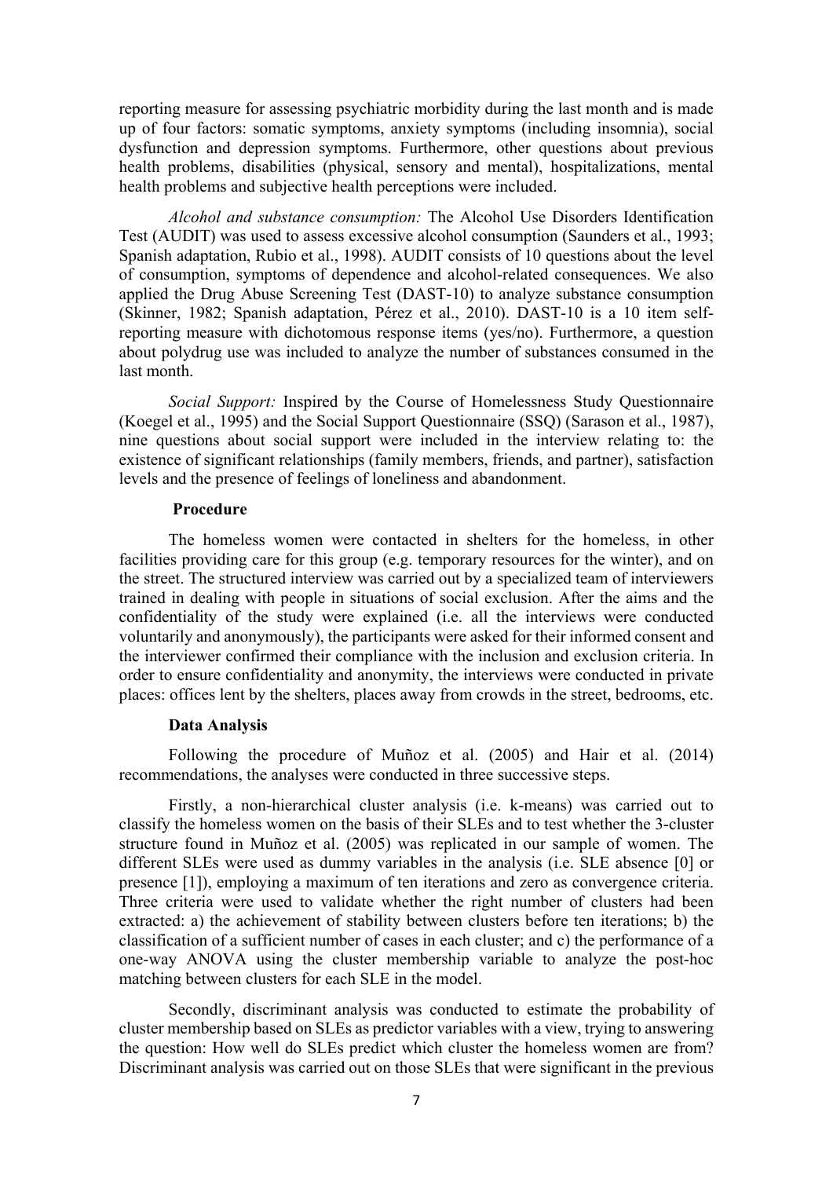reporting measure for assessing psychiatric morbidity during the last month and is made up of four factors: somatic symptoms, anxiety symptoms (including insomnia), social dysfunction and depression symptoms. Furthermore, other questions about previous health problems, disabilities (physical, sensory and mental), hospitalizations, mental health problems and subjective health perceptions were included.

*Alcohol and substance consumption:* The Alcohol Use Disorders Identification Test (AUDIT) was used to assess excessive alcohol consumption (Saunders et al., 1993; Spanish adaptation, Rubio et al., 1998). AUDIT consists of 10 questions about the level of consumption, symptoms of dependence and alcohol-related consequences. We also applied the Drug Abuse Screening Test (DAST-10) to analyze substance consumption (Skinner, 1982; Spanish adaptation, Pérez et al., 2010). DAST-10 is a 10 item self-reporting measure with dichotomous response items (yes/no). Furthermore, a question about polydrug use was included to analyze the number of substances consumed in the last month.

*Social Support:* Inspired by the Course of Homelessness Study Questionnaire (Koegel et al., 1995) and the Social Support Questionnaire (SSQ) (Sarason et al., 1987), nine questions about social support were included in the interview relating to: the existence of significant relationships (family members, friends, and partner), satisfaction levels and the presence of feelings of loneliness and abandonment.

**Procedure**

The homeless women were contacted in shelters for the homeless, in other facilities providing care for this group (e.g. temporary resources for the winter), and on the street. The structured interview was carried out by a specialized team of interviewers trained in dealing with people in situations of social exclusion. After the aims and the confidentiality of the study were explained (i.e. all the interviews were conducted voluntarily and anonymously), the participants were asked for their informed consent and the interviewer confirmed their compliance with the inclusion and exclusion criteria. In order to ensure confidentiality and anonymity, the interviews were conducted in private places: offices lent by the shelters, places away from crowds in the street, bedrooms, etc.

**Data Analysis**

Following the procedure of Muñoz et al. (2005) and Hair et al. (2014) recommendations, the analyses were conducted in three successive steps.

Firstly, a non-hierarchical cluster analysis (i.e. k-means) was carried out to classify the homeless women on the basis of their SLEs and to test whether the 3-cluster structure found in Muñoz et al. (2005) was replicated in our sample of women. The different SLEs were used as dummy variables in the analysis (i.e. SLE absence [0] or presence [1]), employing a maximum of ten iterations and zero as convergence criteria. Three criteria were used to validate whether the right number of clusters had been extracted: a) the achievement of stability between clusters before ten iterations; b) the classification of a sufficient number of cases in each cluster; and c) the performance of a one-way ANOVA using the cluster membership variable to analyze the post-hoc matching between clusters for each SLE in the model.

Secondly, discriminant analysis was conducted to estimate the probability of cluster membership based on SLEs as predictor variables with a view, trying to answering the question: How well do SLEs predict which cluster the homeless women are from? Discriminant analysis was carried out on those SLEs that were significant in the previous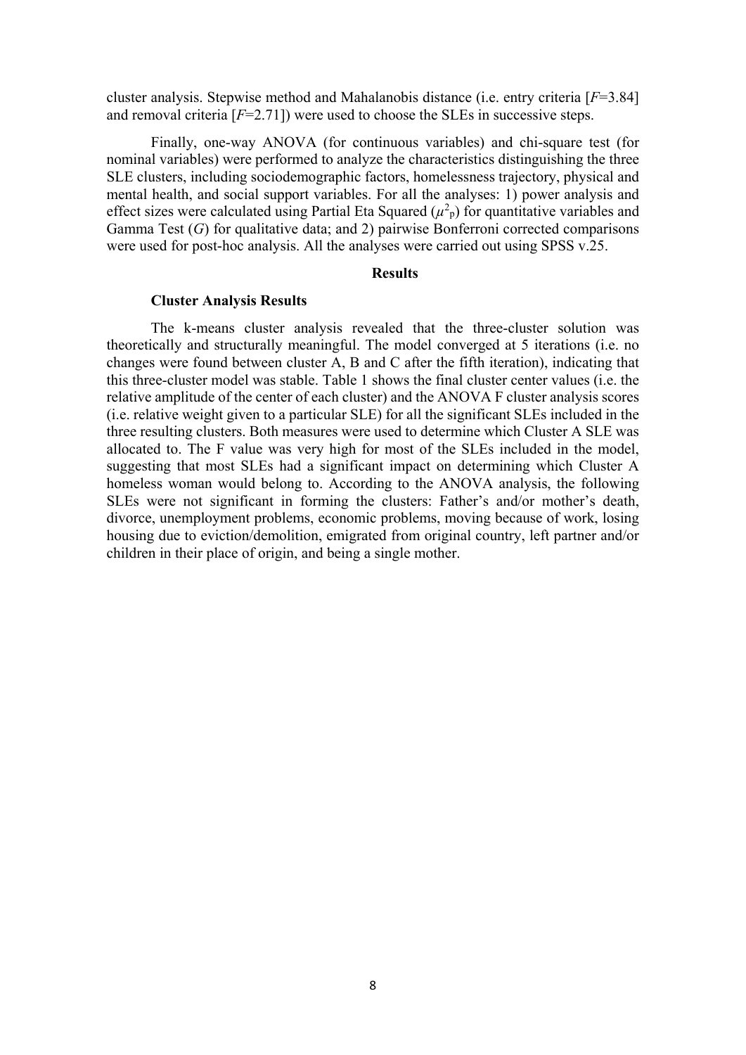cluster analysis. Stepwise method and Mahalanobis distance (i.e. entry criteria [$F$=3.84] and removal criteria [$F$=2.71]) were used to choose the SLEs in successive steps.

Finally, one-way ANOVA (for continuous variables) and chi-square test (for nominal variables) were performed to analyze the characteristics distinguishing the three SLE clusters, including sociodemographic factors, homelessness trajectory, physical and mental health, and social support variables. For all the analyses: 1) power analysis and effect sizes were calculated using Partial Eta Squared ($\mu^2_p$) for quantitative variables and Gamma Test ($G$) for qualitative data; and 2) pairwise Bonferroni corrected comparisons were used for post-hoc analysis. All the analyses were carried out using SPSS v.25.

## Results

### Cluster Analysis Results

The k-means cluster analysis revealed that the three-cluster solution was theoretically and structurally meaningful. The model converged at 5 iterations (i.e. no changes were found between cluster A, B and C after the fifth iteration), indicating that this three-cluster model was stable. Table 1 shows the final cluster center values (i.e. the relative amplitude of the center of each cluster) and the ANOVA F cluster analysis scores (i.e. relative weight given to a particular SLE) for all the significant SLEs included in the three resulting clusters. Both measures were used to determine which Cluster A SLE was allocated to. The F value was very high for most of the SLEs included in the model, suggesting that most SLEs had a significant impact on determining which Cluster A homeless woman would belong to. According to the ANOVA analysis, the following SLEs were not significant in forming the clusters: Father's and/or mother's death, divorce, unemployment problems, economic problems, moving because of work, losing housing due to eviction/demolition, emigrated from original country, left partner and/or children in their place of origin, and being a single mother.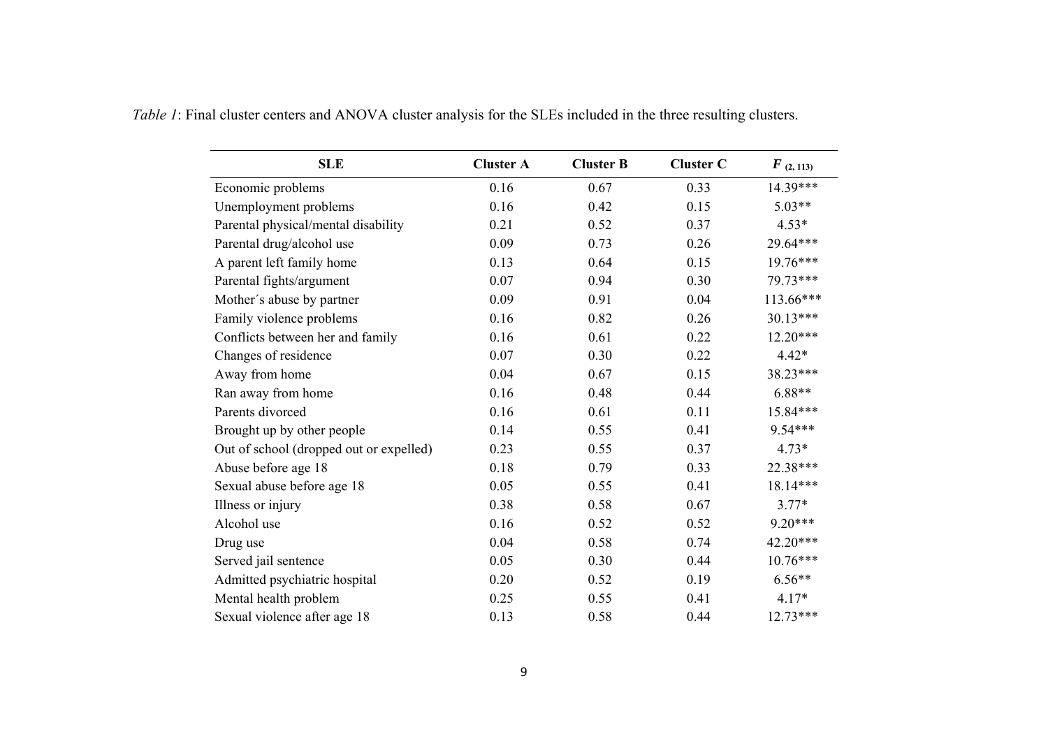*Table 1*: Final cluster centers and ANOVA cluster analysis for the SLEs included in the three resulting clusters.

| **SLE** | **Cluster A** | **Cluster B** | **Cluster C** | $F_{(2, 113)}$ |
|---|---|---|---|---|
| Economic problems | 0.16 | 0.67 | 0.33 | 14.39*** |
| Unemployment problems | 0.16 | 0.42 | 0.15 | 5.03** |
| Parental physical/mental disability | 0.21 | 0.52 | 0.37 | 4.53* |
| Parental drug/alcohol use | 0.09 | 0.73 | 0.26 | 29.64*** |
| A parent left family home | 0.13 | 0.64 | 0.15 | 19.76*** |
| Parental fights/argument | 0.07 | 0.94 | 0.30 | 79.73*** |
| Mother´s abuse by partner | 0.09 | 0.91 | 0.04 | 113.66*** |
| Family violence problems | 0.16 | 0.82 | 0.26 | 30.13*** |
| Conflicts between her and family | 0.16 | 0.61 | 0.22 | 12.20*** |
| Changes of residence | 0.07 | 0.30 | 0.22 | 4.42* |
| Away from home | 0.04 | 0.67 | 0.15 | 38.23*** |
| Ran away from home | 0.16 | 0.48 | 0.44 | 6.88** |
| Parents divorced | 0.16 | 0.61 | 0.11 | 15.84*** |
| Brought up by other people | 0.14 | 0.55 | 0.41 | 9.54*** |
| Out of school (dropped out or expelled) | 0.23 | 0.55 | 0.37 | 4.73* |
| Abuse before age 18 | 0.18 | 0.79 | 0.33 | 22.38*** |
| Sexual abuse before age 18 | 0.05 | 0.55 | 0.41 | 18.14*** |
| Illness or injury | 0.38 | 0.58 | 0.67 | 3.77* |
| Alcohol use | 0.16 | 0.52 | 0.52 | 9.20*** |
| Drug use | 0.04 | 0.58 | 0.74 | 42.20*** |
| Served jail sentence | 0.05 | 0.30 | 0.44 | 10.76*** |
| Admitted psychiatric hospital | 0.20 | 0.52 | 0.19 | 6.56** |
| Mental health problem | 0.25 | 0.55 | 0.41 | 4.17* |
| Sexual violence after age 18 | 0.13 | 0.58 | 0.44 | 12.73*** |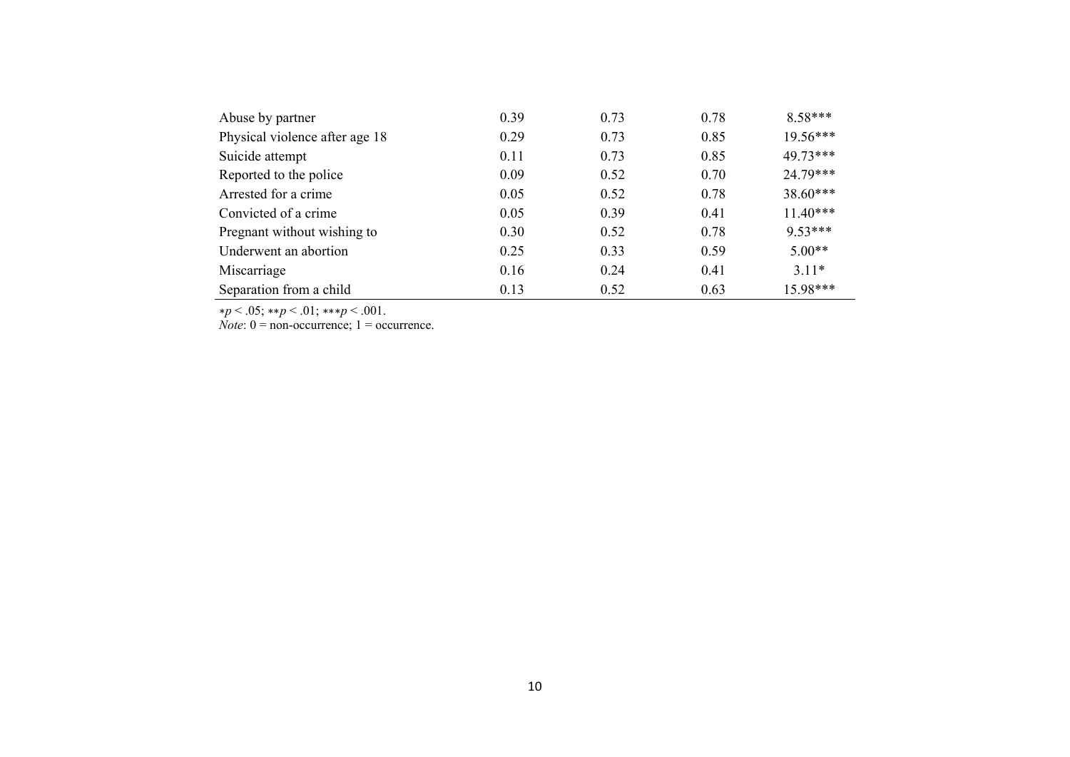| | | | | |
|---|---|---|---|---|
| Abuse by partner | 0.39 | 0.73 | 0.78 | 8.58*** |
| Physical violence after age 18 | 0.29 | 0.73 | 0.85 | 19.56*** |
| Suicide attempt | 0.11 | 0.73 | 0.85 | 49.73*** |
| Reported to the police | 0.09 | 0.52 | 0.70 | 24.79*** |
| Arrested for a crime | 0.05 | 0.52 | 0.78 | 38.60*** |
| Convicted of a crime | 0.05 | 0.39 | 0.41 | 11.40*** |
| Pregnant without wishing to | 0.30 | 0.52 | 0.78 | 9.53*** |
| Underwent an abortion | 0.25 | 0.33 | 0.59 | 5.00** |
| Miscarriage | 0.16 | 0.24 | 0.41 | 3.11* |
| Separation from a child | 0.13 | 0.52 | 0.63 | 15.98*** |

*$p < .05$; **$p < .01$; ***$p < .001$.

*Note*: 0 = non-occurrence; 1 = occurrence.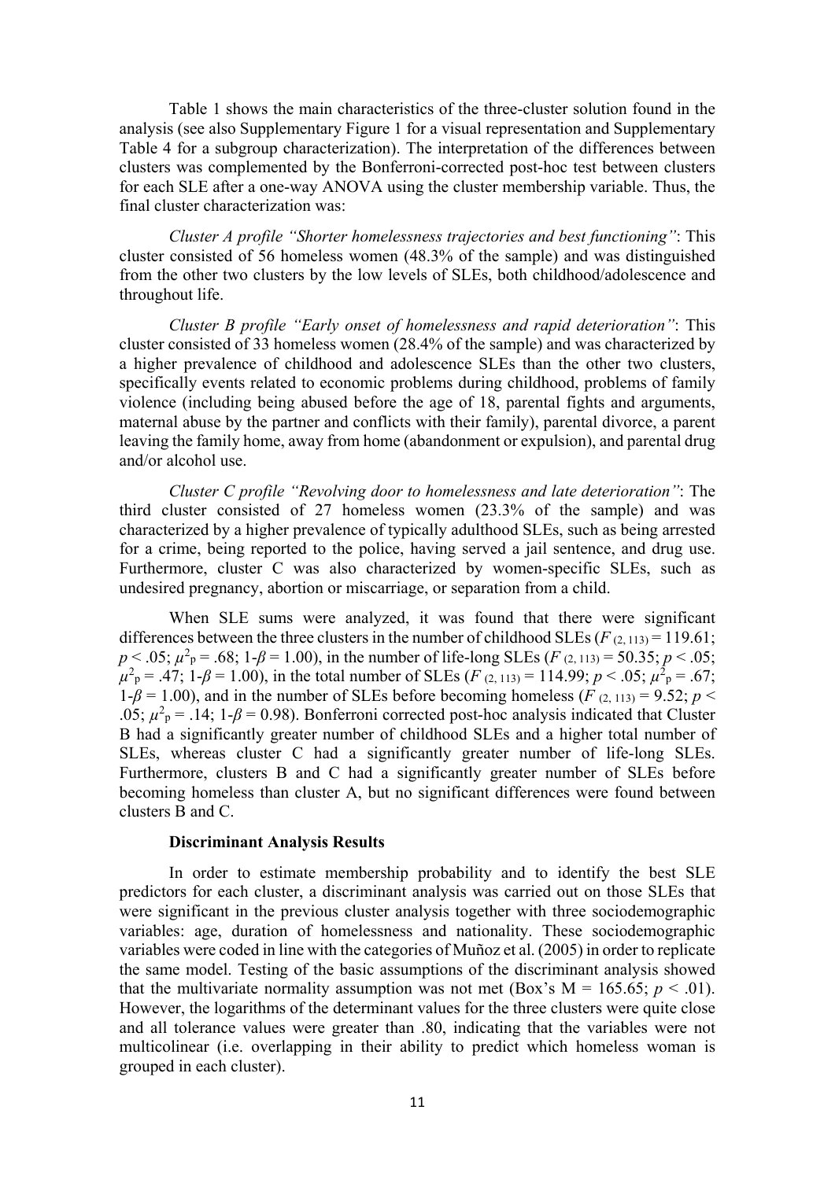Table 1 shows the main characteristics of the three-cluster solution found in the analysis (see also Supplementary Figure 1 for a visual representation and Supplementary Table 4 for a subgroup characterization). The interpretation of the differences between clusters was complemented by the Bonferroni-corrected post-hoc test between clusters for each SLE after a one-way ANOVA using the cluster membership variable. Thus, the final cluster characterization was:

*Cluster A profile "Shorter homelessness trajectories and best functioning"*: This cluster consisted of 56 homeless women (48.3% of the sample) and was distinguished from the other two clusters by the low levels of SLEs, both childhood/adolescence and throughout life.

*Cluster B profile "Early onset of homelessness and rapid deterioration"*: This cluster consisted of 33 homeless women (28.4% of the sample) and was characterized by a higher prevalence of childhood and adolescence SLEs than the other two clusters, specifically events related to economic problems during childhood, problems of family violence (including being abused before the age of 18, parental fights and arguments, maternal abuse by the partner and conflicts with their family), parental divorce, a parent leaving the family home, away from home (abandonment or expulsion), and parental drug and/or alcohol use.

*Cluster C profile "Revolving door to homelessness and late deterioration"*: The third cluster consisted of 27 homeless women (23.3% of the sample) and was characterized by a higher prevalence of typically adulthood SLEs, such as being arrested for a crime, being reported to the police, having served a jail sentence, and drug use. Furthermore, cluster C was also characterized by women-specific SLEs, such as undesired pregnancy, abortion or miscarriage, or separation from a child.

When SLE sums were analyzed, it was found that there were significant differences between the three clusters in the number of childhood SLEs ($F_{(2, 113)} = 119.61$; $p < .05$; $\mu^2_p = .68$; $1\text{-}\beta = 1.00$), in the number of life-long SLEs ($F_{(2, 113)} = 50.35$; $p < .05$; $\mu^2_p = .47$; $1\text{-}\beta = 1.00$), in the total number of SLEs ($F_{(2, 113)} = 114.99$; $p < .05$; $\mu^2_p = .67$; $1\text{-}\beta = 1.00$), and in the number of SLEs before becoming homeless ($F_{(2, 113)} = 9.52$; $p < .05$; $\mu^2_p = .14$; $1\text{-}\beta = 0.98$). Bonferroni corrected post-hoc analysis indicated that Cluster B had a significantly greater number of childhood SLEs and a higher total number of SLEs, whereas cluster C had a significantly greater number of life-long SLEs. Furthermore, clusters B and C had a significantly greater number of SLEs before becoming homeless than cluster A, but no significant differences were found between clusters B and C.

**Discriminant Analysis Results**

In order to estimate membership probability and to identify the best SLE predictors for each cluster, a discriminant analysis was carried out on those SLEs that were significant in the previous cluster analysis together with three sociodemographic variables: age, duration of homelessness and nationality. These sociodemographic variables were coded in line with the categories of Muñoz et al. (2005) in order to replicate the same model. Testing of the basic assumptions of the discriminant analysis showed that the multivariate normality assumption was not met (Box's M = 165.65; $p < .01$). However, the logarithms of the determinant values for the three clusters were quite close and all tolerance values were greater than .80, indicating that the variables were not multicolinear (i.e. overlapping in their ability to predict which homeless woman is grouped in each cluster).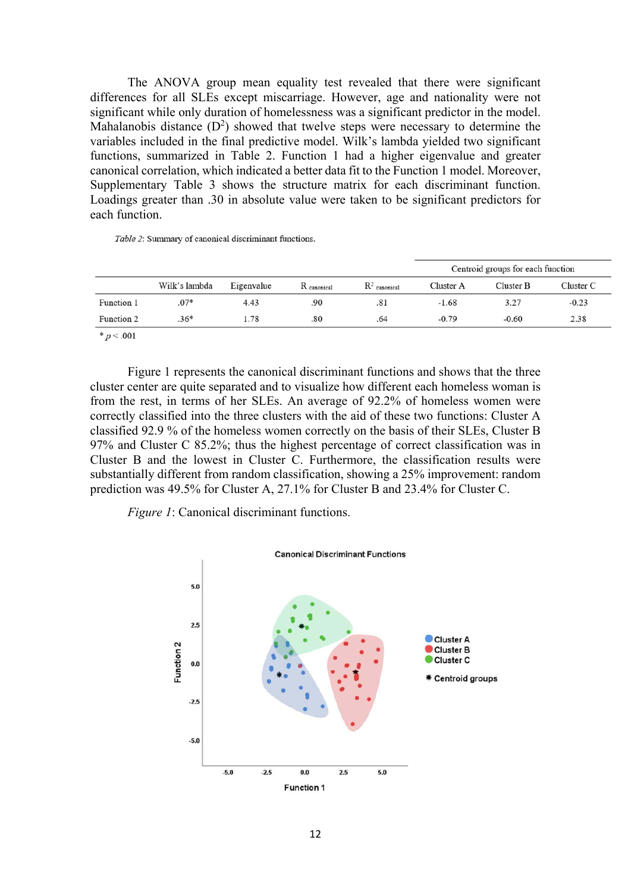The ANOVA group mean equality test revealed that there were significant differences for all SLEs except miscarriage. However, age and nationality were not significant while only duration of homelessness was a significant predictor in the model. Mahalanobis distance ($D^2$) showed that twelve steps were necessary to determine the variables included in the final predictive model. Wilk's lambda yielded two significant functions, summarized in Table 2. Function 1 had a higher eigenvalue and greater canonical correlation, which indicated a better data fit to the Function 1 model. Moreover, Supplementary Table 3 shows the structure matrix for each discriminant function. Loadings greater than .30 in absolute value were taken to be significant predictors for each function.

*Table 2*: Summary of canonical discriminant functions.

| | | | | | Centroid groups for each function | | |
|---|---|---|---|---|---|---|---|
| | Wilk's lambda | Eigenvalue | $R_{canonical}$ | $R^2_{canonical}$ | Cluster A | Cluster B | Cluster C |
| Function 1 | .07* | 4.43 | .90 | .81 | -1.68 | 3.27 | -0.23 |
| Function 2 | .36* | 1.78 | .80 | .64 | -0.79 | -0.60 | 2.38 |

* $p < .001$

Figure 1 represents the canonical discriminant functions and shows that the three cluster center are quite separated and to visualize how different each homeless woman is from the rest, in terms of her SLEs. An average of 92.2% of homeless women were correctly classified into the three clusters with the aid of these two functions: Cluster A classified 92.9 % of the homeless women correctly on the basis of their SLEs, Cluster B 97% and Cluster C 85.2%; thus the highest percentage of correct classification was in Cluster B and the lowest in Cluster C. Furthermore, the classification results were substantially different from random classification, showing a 25% improvement: random prediction was 49.5% for Cluster A, 27.1% for Cluster B and 23.4% for Cluster C.

*Figure 1*: Canonical discriminant functions.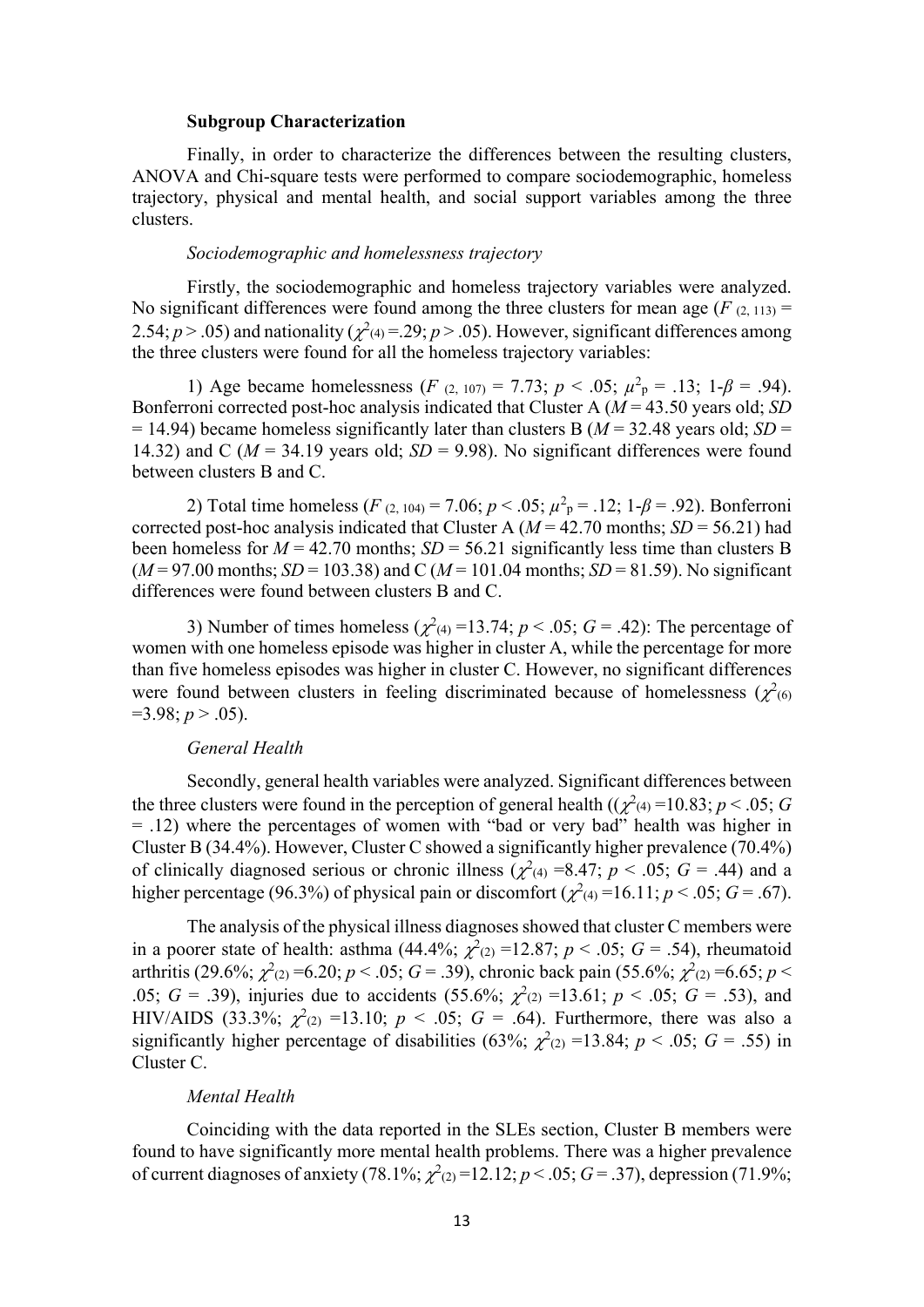**Subgroup Characterization**

Finally, in order to characterize the differences between the resulting clusters, ANOVA and Chi-square tests were performed to compare sociodemographic, homeless trajectory, physical and mental health, and social support variables among the three clusters.

*Sociodemographic and homelessness trajectory*

Firstly, the sociodemographic and homeless trajectory variables were analyzed. No significant differences were found among the three clusters for mean age ($F_{(2, 113)}$ = 2.54; $p$ > .05) and nationality ($\chi^2_{(4)}$ =.29; $p$ > .05). However, significant differences among the three clusters were found for all the homeless trajectory variables:

1) Age became homelessness ($F_{(2, 107)}$ = 7.73; $p$ < .05; $\mu^2_p$ = .13; 1-$\beta$ = .94). Bonferroni corrected post-hoc analysis indicated that Cluster A ($M$ = 43.50 years old; $SD$ = 14.94) became homeless significantly later than clusters B ($M$ = 32.48 years old; $SD$ = 14.32) and C ($M$ = 34.19 years old; $SD$ = 9.98). No significant differences were found between clusters B and C.

2) Total time homeless ($F_{(2, 104)}$ = 7.06; $p$ < .05; $\mu^2_p$ = .12; 1-$\beta$ = .92). Bonferroni corrected post-hoc analysis indicated that Cluster A ($M$ = 42.70 months; $SD$ = 56.21) had been homeless for $M$ = 42.70 months; $SD$ = 56.21 significantly less time than clusters B ($M$ = 97.00 months; $SD$ = 103.38) and C ($M$ = 101.04 months; $SD$ = 81.59). No significant differences were found between clusters B and C.

3) Number of times homeless ($\chi^2_{(4)}$ =13.74; $p$ < .05; $G$ = .42): The percentage of women with one homeless episode was higher in cluster A, while the percentage for more than five homeless episodes was higher in cluster C. However, no significant differences were found between clusters in feeling discriminated because of homelessness ($\chi^2_{(6)}$ =3.98; $p$ > .05).

*General Health*

Secondly, general health variables were analyzed. Significant differences between the three clusters were found in the perception of general health (($\chi^2_{(4)}$ =10.83; $p$ < .05; $G$ = .12) where the percentages of women with "bad or very bad" health was higher in Cluster B (34.4%). However, Cluster C showed a significantly higher prevalence (70.4%) of clinically diagnosed serious or chronic illness ($\chi^2_{(4)}$ =8.47; $p$ < .05; $G$ = .44) and a higher percentage (96.3%) of physical pain or discomfort ($\chi^2_{(4)}$ =16.11; $p$ < .05; $G$ = .67).

The analysis of the physical illness diagnoses showed that cluster C members were in a poorer state of health: asthma (44.4%; $\chi^2_{(2)}$ =12.87; $p$ < .05; $G$ = .54), rheumatoid arthritis (29.6%; $\chi^2_{(2)}$ =6.20; $p$ < .05; $G$ = .39), chronic back pain (55.6%; $\chi^2_{(2)}$ =6.65; $p$ < .05; $G$ = .39), injuries due to accidents (55.6%; $\chi^2_{(2)}$ =13.61; $p$ < .05; $G$ = .53), and HIV/AIDS (33.3%; $\chi^2_{(2)}$ =13.10; $p$ < .05; $G$ = .64). Furthermore, there was also a significantly higher percentage of disabilities (63%; $\chi^2_{(2)}$ =13.84; $p$ < .05; $G$ = .55) in Cluster C.

*Mental Health*

Coinciding with the data reported in the SLEs section, Cluster B members were found to have significantly more mental health problems. There was a higher prevalence of current diagnoses of anxiety (78.1%; $\chi^2_{(2)}$ =12.12; $p$ < .05; $G$ = .37), depression (71.9%;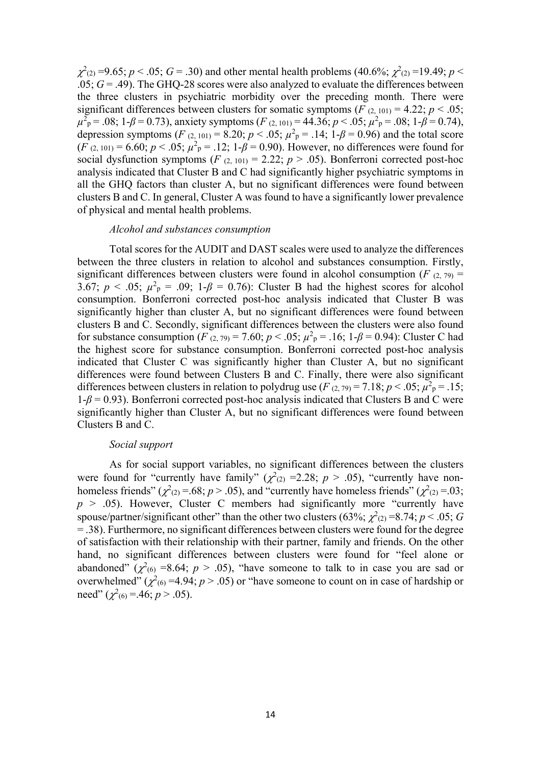$\chi^2_{(2)}$ =9.65; $p < .05$; $G = .30$) and other mental health problems (40.6%; $\chi^2_{(2)}$ =19.49; $p < .05$; $G = .49$). The GHQ-28 scores were also analyzed to evaluate the differences between the three clusters in psychiatric morbidity over the preceding month. There were significant differences between clusters for somatic symptoms ($F_{(2, 101)} = 4.22$; $p < .05$; $\mu^2_p = .08$; $1\text{-}\beta = 0.73$), anxiety symptoms ($F_{(2, 101)} = 44.36$; $p < .05$; $\mu^2_p = .08$; $1\text{-}\beta = 0.74$), depression symptoms ($F_{(2, 101)} = 8.20$; $p < .05$; $\mu^2_p = .14$; $1\text{-}\beta = 0.96$) and the total score ($F_{(2, 101)} = 6.60$; $p < .05$; $\mu^2_p = .12$; $1\text{-}\beta = 0.90$). However, no differences were found for social dysfunction symptoms ($F_{(2, 101)} = 2.22$; $p > .05$). Bonferroni corrected post-hoc analysis indicated that Cluster B and C had significantly higher psychiatric symptoms in all the GHQ factors than cluster A, but no significant differences were found between clusters B and C. In general, Cluster A was found to have a significantly lower prevalence of physical and mental health problems.

*Alcohol and substances consumption*

Total scores for the AUDIT and DAST scales were used to analyze the differences between the three clusters in relation to alcohol and substances consumption. Firstly, significant differences between clusters were found in alcohol consumption ($F_{(2, 79)} = 3.67$; $p < .05$; $\mu^2_p = .09$; $1\text{-}\beta = 0.76$): Cluster B had the highest scores for alcohol consumption. Bonferroni corrected post-hoc analysis indicated that Cluster B was significantly higher than cluster A, but no significant differences were found between clusters B and C. Secondly, significant differences between the clusters were also found for substance consumption ($F_{(2, 79)} = 7.60$; $p < .05$; $\mu^2_p = .16$; $1\text{-}\beta = 0.94$): Cluster C had the highest score for substance consumption. Bonferroni corrected post-hoc analysis indicated that Cluster C was significantly higher than Cluster A, but no significant differences were found between Clusters B and C. Finally, there were also significant differences between clusters in relation to polydrug use ($F_{(2, 79)} = 7.18$; $p < .05$; $\mu^2_p = .15$; $1\text{-}\beta = 0.93$). Bonferroni corrected post-hoc analysis indicated that Clusters B and C were significantly higher than Cluster A, but no significant differences were found between Clusters B and C.

*Social support*

As for social support variables, no significant differences between the clusters were found for "currently have family" ($\chi^2_{(2)}$ =2.28; $p > .05$), "currently have non-homeless friends" ($\chi^2_{(2)}$ =.68; $p > .05$), and "currently have homeless friends" ($\chi^2_{(2)}$ =.03; $p > .05$). However, Cluster C members had significantly more "currently have spouse/partner/significant other" than the other two clusters (63%; $\chi^2_{(2)}$ =8.74; $p < .05$; $G = .38$). Furthermore, no significant differences between clusters were found for the degree of satisfaction with their relationship with their partner, family and friends. On the other hand, no significant differences between clusters were found for "feel alone or abandoned" ($\chi^2_{(6)}$ =8.64; $p > .05$), "have someone to talk to in case you are sad or overwhelmed" ($\chi^2_{(6)}$ =4.94; $p > .05$) or "have someone to count on in case of hardship or need" ($\chi^2_{(6)}$ =.46; $p > .05$).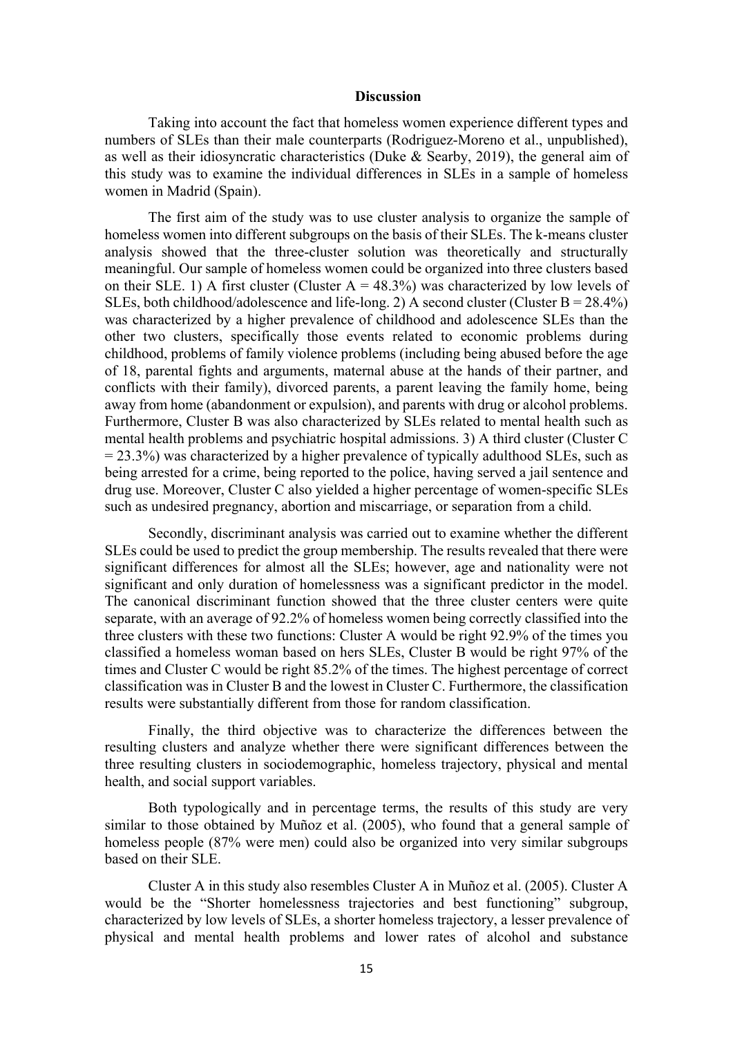## Discussion

Taking into account the fact that homeless women experience different types and numbers of SLEs than their male counterparts (Rodriguez-Moreno et al., unpublished), as well as their idiosyncratic characteristics (Duke & Searby, 2019), the general aim of this study was to examine the individual differences in SLEs in a sample of homeless women in Madrid (Spain).

The first aim of the study was to use cluster analysis to organize the sample of homeless women into different subgroups on the basis of their SLEs. The k-means cluster analysis showed that the three-cluster solution was theoretically and structurally meaningful. Our sample of homeless women could be organized into three clusters based on their SLE. 1) A first cluster (Cluster A = 48.3%) was characterized by low levels of SLEs, both childhood/adolescence and life-long. 2) A second cluster (Cluster B = 28.4%) was characterized by a higher prevalence of childhood and adolescence SLEs than the other two clusters, specifically those events related to economic problems during childhood, problems of family violence problems (including being abused before the age of 18, parental fights and arguments, maternal abuse at the hands of their partner, and conflicts with their family), divorced parents, a parent leaving the family home, being away from home (abandonment or expulsion), and parents with drug or alcohol problems. Furthermore, Cluster B was also characterized by SLEs related to mental health such as mental health problems and psychiatric hospital admissions. 3) A third cluster (Cluster C = 23.3%) was characterized by a higher prevalence of typically adulthood SLEs, such as being arrested for a crime, being reported to the police, having served a jail sentence and drug use. Moreover, Cluster C also yielded a higher percentage of women-specific SLEs such as undesired pregnancy, abortion and miscarriage, or separation from a child.

Secondly, discriminant analysis was carried out to examine whether the different SLEs could be used to predict the group membership. The results revealed that there were significant differences for almost all the SLEs; however, age and nationality were not significant and only duration of homelessness was a significant predictor in the model. The canonical discriminant function showed that the three cluster centers were quite separate, with an average of 92.2% of homeless women being correctly classified into the three clusters with these two functions: Cluster A would be right 92.9% of the times you classified a homeless woman based on hers SLEs, Cluster B would be right 97% of the times and Cluster C would be right 85.2% of the times. The highest percentage of correct classification was in Cluster B and the lowest in Cluster C. Furthermore, the classification results were substantially different from those for random classification.

Finally, the third objective was to characterize the differences between the resulting clusters and analyze whether there were significant differences between the three resulting clusters in sociodemographic, homeless trajectory, physical and mental health, and social support variables.

Both typologically and in percentage terms, the results of this study are very similar to those obtained by Muñoz et al. (2005), who found that a general sample of homeless people (87% were men) could also be organized into very similar subgroups based on their SLE.

Cluster A in this study also resembles Cluster A in Muñoz et al. (2005). Cluster A would be the "Shorter homelessness trajectories and best functioning" subgroup, characterized by low levels of SLEs, a shorter homeless trajectory, a lesser prevalence of physical and mental health problems and lower rates of alcohol and substance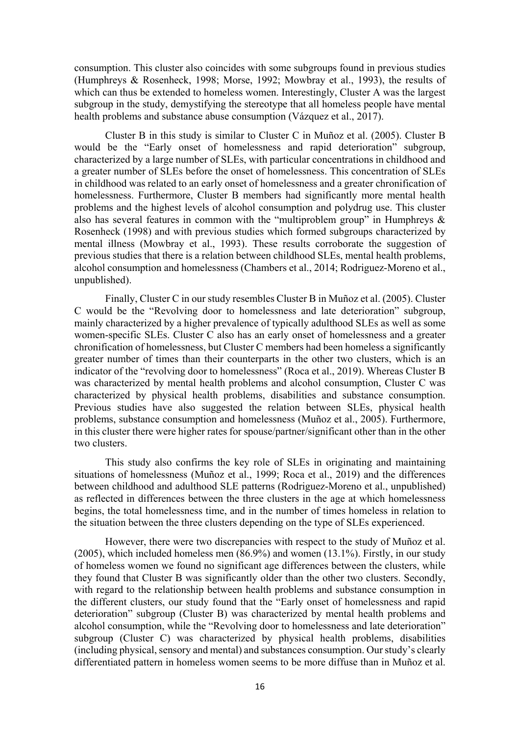consumption. This cluster also coincides with some subgroups found in previous studies (Humphreys & Rosenheck, 1998; Morse, 1992; Mowbray et al., 1993), the results of which can thus be extended to homeless women. Interestingly, Cluster A was the largest subgroup in the study, demystifying the stereotype that all homeless people have mental health problems and substance abuse consumption (Vázquez et al., 2017).

Cluster B in this study is similar to Cluster C in Muñoz et al. (2005). Cluster B would be the "Early onset of homelessness and rapid deterioration" subgroup, characterized by a large number of SLEs, with particular concentrations in childhood and a greater number of SLEs before the onset of homelessness. This concentration of SLEs in childhood was related to an early onset of homelessness and a greater chronification of homelessness. Furthermore, Cluster B members had significantly more mental health problems and the highest levels of alcohol consumption and polydrug use. This cluster also has several features in common with the "multiproblem group" in Humphreys & Rosenheck (1998) and with previous studies which formed subgroups characterized by mental illness (Mowbray et al., 1993). These results corroborate the suggestion of previous studies that there is a relation between childhood SLEs, mental health problems, alcohol consumption and homelessness (Chambers et al., 2014; Rodriguez-Moreno et al., unpublished).

Finally, Cluster C in our study resembles Cluster B in Muñoz et al. (2005). Cluster C would be the "Revolving door to homelessness and late deterioration" subgroup, mainly characterized by a higher prevalence of typically adulthood SLEs as well as some women-specific SLEs. Cluster C also has an early onset of homelessness and a greater chronification of homelessness, but Cluster C members had been homeless a significantly greater number of times than their counterparts in the other two clusters, which is an indicator of the "revolving door to homelessness" (Roca et al., 2019). Whereas Cluster B was characterized by mental health problems and alcohol consumption, Cluster C was characterized by physical health problems, disabilities and substance consumption. Previous studies have also suggested the relation between SLEs, physical health problems, substance consumption and homelessness (Muñoz et al., 2005). Furthermore, in this cluster there were higher rates for spouse/partner/significant other than in the other two clusters.

This study also confirms the key role of SLEs in originating and maintaining situations of homelessness (Muñoz et al., 1999; Roca et al., 2019) and the differences between childhood and adulthood SLE patterns (Rodriguez-Moreno et al., unpublished) as reflected in differences between the three clusters in the age at which homelessness begins, the total homelessness time, and in the number of times homeless in relation to the situation between the three clusters depending on the type of SLEs experienced.

However, there were two discrepancies with respect to the study of Muñoz et al. (2005), which included homeless men (86.9%) and women (13.1%). Firstly, in our study of homeless women we found no significant age differences between the clusters, while they found that Cluster B was significantly older than the other two clusters. Secondly, with regard to the relationship between health problems and substance consumption in the different clusters, our study found that the "Early onset of homelessness and rapid deterioration" subgroup (Cluster B) was characterized by mental health problems and alcohol consumption, while the "Revolving door to homelessness and late deterioration" subgroup (Cluster C) was characterized by physical health problems, disabilities (including physical, sensory and mental) and substances consumption. Our study's clearly differentiated pattern in homeless women seems to be more diffuse than in Muñoz et al.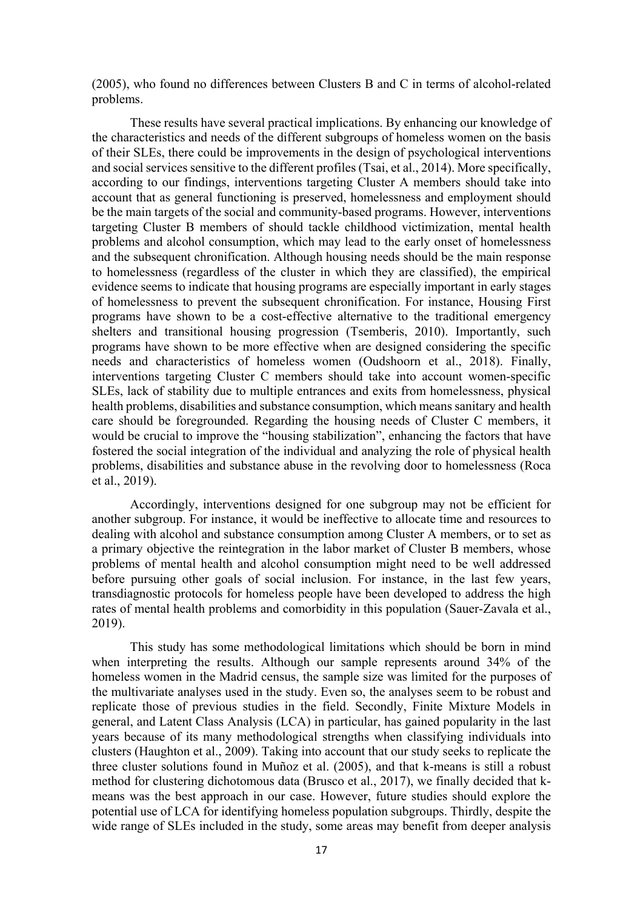(2005), who found no differences between Clusters B and C in terms of alcohol-related problems.

These results have several practical implications. By enhancing our knowledge of the characteristics and needs of the different subgroups of homeless women on the basis of their SLEs, there could be improvements in the design of psychological interventions and social services sensitive to the different profiles (Tsai, et al., 2014). More specifically, according to our findings, interventions targeting Cluster A members should take into account that as general functioning is preserved, homelessness and employment should be the main targets of the social and community-based programs. However, interventions targeting Cluster B members of should tackle childhood victimization, mental health problems and alcohol consumption, which may lead to the early onset of homelessness and the subsequent chronification. Although housing needs should be the main response to homelessness (regardless of the cluster in which they are classified), the empirical evidence seems to indicate that housing programs are especially important in early stages of homelessness to prevent the subsequent chronification. For instance, Housing First programs have shown to be a cost-effective alternative to the traditional emergency shelters and transitional housing progression (Tsemberis, 2010). Importantly, such programs have shown to be more effective when are designed considering the specific needs and characteristics of homeless women (Oudshoorn et al., 2018). Finally, interventions targeting Cluster C members should take into account women-specific SLEs, lack of stability due to multiple entrances and exits from homelessness, physical health problems, disabilities and substance consumption, which means sanitary and health care should be foregrounded. Regarding the housing needs of Cluster C members, it would be crucial to improve the "housing stabilization", enhancing the factors that have fostered the social integration of the individual and analyzing the role of physical health problems, disabilities and substance abuse in the revolving door to homelessness (Roca et al., 2019).

Accordingly, interventions designed for one subgroup may not be efficient for another subgroup. For instance, it would be ineffective to allocate time and resources to dealing with alcohol and substance consumption among Cluster A members, or to set as a primary objective the reintegration in the labor market of Cluster B members, whose problems of mental health and alcohol consumption might need to be well addressed before pursuing other goals of social inclusion. For instance, in the last few years, transdiagnostic protocols for homeless people have been developed to address the high rates of mental health problems and comorbidity in this population (Sauer-Zavala et al., 2019).

This study has some methodological limitations which should be born in mind when interpreting the results. Although our sample represents around 34% of the homeless women in the Madrid census, the sample size was limited for the purposes of the multivariate analyses used in the study. Even so, the analyses seem to be robust and replicate those of previous studies in the field. Secondly, Finite Mixture Models in general, and Latent Class Analysis (LCA) in particular, has gained popularity in the last years because of its many methodological strengths when classifying individuals into clusters (Haughton et al., 2009). Taking into account that our study seeks to replicate the three cluster solutions found in Muñoz et al. (2005), and that k-means is still a robust method for clustering dichotomous data (Brusco et al., 2017), we finally decided that k-means was the best approach in our case. However, future studies should explore the potential use of LCA for identifying homeless population subgroups. Thirdly, despite the wide range of SLEs included in the study, some areas may benefit from deeper analysis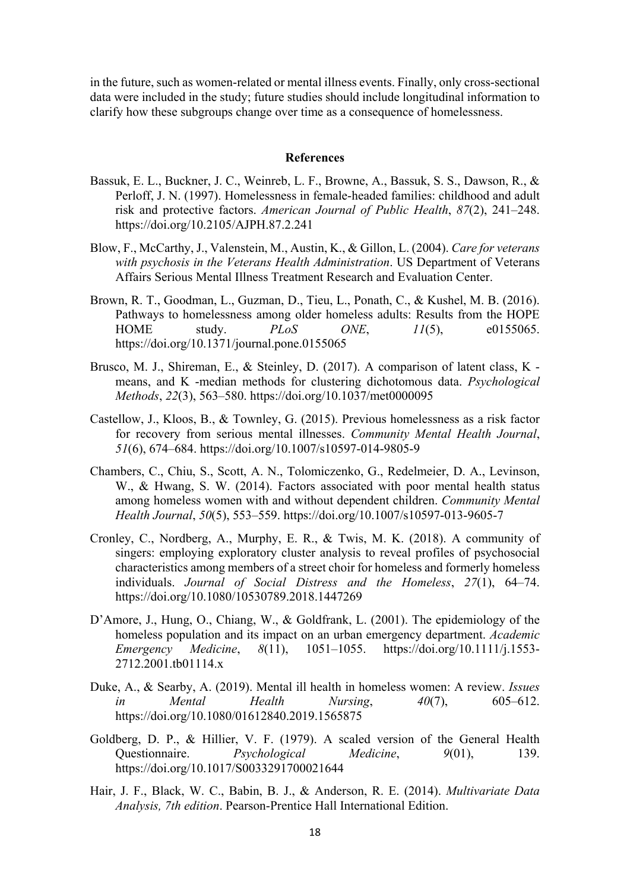in the future, such as women-related or mental illness events. Finally, only cross-sectional data were included in the study; future studies should include longitudinal information to clarify how these subgroups change over time as a consequence of homelessness.

## References

Bassuk, E. L., Buckner, J. C., Weinreb, L. F., Browne, A., Bassuk, S. S., Dawson, R., & Perloff, J. N. (1997). Homelessness in female-headed families: childhood and adult risk and protective factors. *American Journal of Public Health*, *87*(2), 241–248. https://doi.org/10.2105/AJPH.87.2.241

Blow, F., McCarthy, J., Valenstein, M., Austin, K., & Gillon, L. (2004). *Care for veterans with psychosis in the Veterans Health Administration*. US Department of Veterans Affairs Serious Mental Illness Treatment Research and Evaluation Center.

Brown, R. T., Goodman, L., Guzman, D., Tieu, L., Ponath, C., & Kushel, M. B. (2016). Pathways to homelessness among older homeless adults: Results from the HOPE HOME study. *PLoS ONE*, *11*(5), e0155065. https://doi.org/10.1371/journal.pone.0155065

Brusco, M. J., Shireman, E., & Steinley, D. (2017). A comparison of latent class, K - means, and K -median methods for clustering dichotomous data. *Psychological Methods*, *22*(3), 563–580. https://doi.org/10.1037/met0000095

Castellow, J., Kloos, B., & Townley, G. (2015). Previous homelessness as a risk factor for recovery from serious mental illnesses. *Community Mental Health Journal*, *51*(6), 674–684. https://doi.org/10.1007/s10597-014-9805-9

Chambers, C., Chiu, S., Scott, A. N., Tolomiczenko, G., Redelmeier, D. A., Levinson, W., & Hwang, S. W. (2014). Factors associated with poor mental health status among homeless women with and without dependent children. *Community Mental Health Journal*, *50*(5), 553–559. https://doi.org/10.1007/s10597-013-9605-7

Cronley, C., Nordberg, A., Murphy, E. R., & Twis, M. K. (2018). A community of singers: employing exploratory cluster analysis to reveal profiles of psychosocial characteristics among members of a street choir for homeless and formerly homeless individuals. *Journal of Social Distress and the Homeless*, *27*(1), 64–74. https://doi.org/10.1080/10530789.2018.1447269

D'Amore, J., Hung, O., Chiang, W., & Goldfrank, L. (2001). The epidemiology of the homeless population and its impact on an urban emergency department. *Academic Emergency Medicine*, *8*(11), 1051–1055. https://doi.org/10.1111/j.1553-2712.2001.tb01114.x

Duke, A., & Searby, A. (2019). Mental ill health in homeless women: A review. *Issues in Mental Health Nursing*, *40*(7), 605–612. https://doi.org/10.1080/01612840.2019.1565875

Goldberg, D. P., & Hillier, V. F. (1979). A scaled version of the General Health Questionnaire. *Psychological Medicine*, *9*(01), 139. https://doi.org/10.1017/S0033291700021644

Hair, J. F., Black, W. C., Babin, B. J., & Anderson, R. E. (2014). *Multivariate Data Analysis, 7th edition*. Pearson-Prentice Hall International Edition.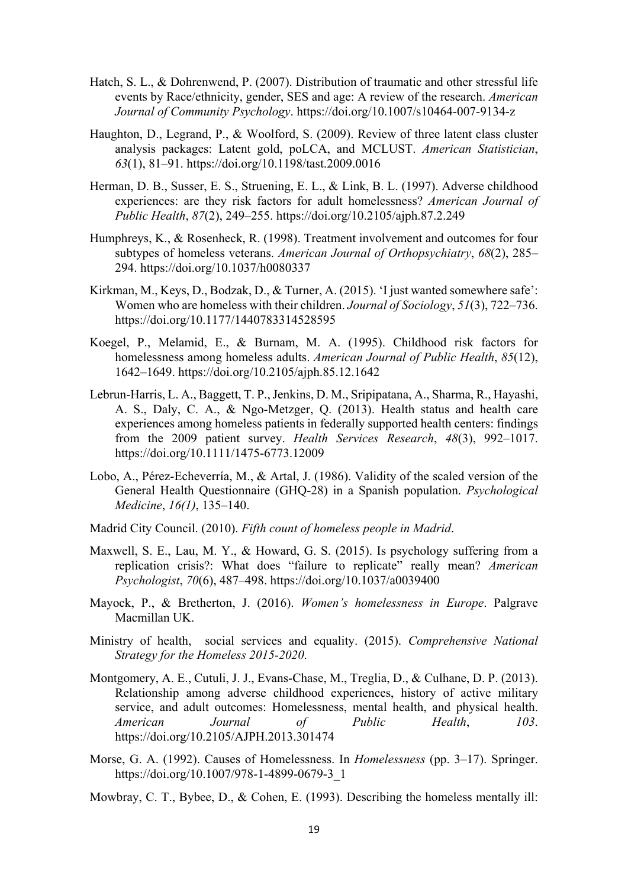Hatch, S. L., & Dohrenwend, P. (2007). Distribution of traumatic and other stressful life events by Race/ethnicity, gender, SES and age: A review of the research. *American Journal of Community Psychology*. https://doi.org/10.1007/s10464-007-9134-z

Haughton, D., Legrand, P., & Woolford, S. (2009). Review of three latent class cluster analysis packages: Latent gold, poLCA, and MCLUST. *American Statistician*, *63*(1), 81–91. https://doi.org/10.1198/tast.2009.0016

Herman, D. B., Susser, E. S., Struening, E. L., & Link, B. L. (1997). Adverse childhood experiences: are they risk factors for adult homelessness? *American Journal of Public Health*, *87*(2), 249–255. https://doi.org/10.2105/ajph.87.2.249

Humphreys, K., & Rosenheck, R. (1998). Treatment involvement and outcomes for four subtypes of homeless veterans. *American Journal of Orthopsychiatry*, *68*(2), 285–294. https://doi.org/10.1037/h0080337

Kirkman, M., Keys, D., Bodzak, D., & Turner, A. (2015). 'I just wanted somewhere safe': Women who are homeless with their children. *Journal of Sociology*, *51*(3), 722–736. https://doi.org/10.1177/1440783314528595

Koegel, P., Melamid, E., & Burnam, M. A. (1995). Childhood risk factors for homelessness among homeless adults. *American Journal of Public Health*, *85*(12), 1642–1649. https://doi.org/10.2105/ajph.85.12.1642

Lebrun-Harris, L. A., Baggett, T. P., Jenkins, D. M., Sripipatana, A., Sharma, R., Hayashi, A. S., Daly, C. A., & Ngo-Metzger, Q. (2013). Health status and health care experiences among homeless patients in federally supported health centers: findings from the 2009 patient survey. *Health Services Research*, *48*(3), 992–1017. https://doi.org/10.1111/1475-6773.12009

Lobo, A., Pérez-Echeverría, M., & Artal, J. (1986). Validity of the scaled version of the General Health Questionnaire (GHQ-28) in a Spanish population. *Psychological Medicine*, *16(1)*, 135–140.

Madrid City Council. (2010). *Fifth count of homeless people in Madrid*.

Maxwell, S. E., Lau, M. Y., & Howard, G. S. (2015). Is psychology suffering from a replication crisis?: What does "failure to replicate" really mean? *American Psychologist*, *70*(6), 487–498. https://doi.org/10.1037/a0039400

Mayock, P., & Bretherton, J. (2016). *Women's homelessness in Europe*. Palgrave Macmillan UK.

Ministry of health, social services and equality. (2015). *Comprehensive National Strategy for the Homeless 2015-2020*.

Montgomery, A. E., Cutuli, J. J., Evans-Chase, M., Treglia, D., & Culhane, D. P. (2013). Relationship among adverse childhood experiences, history of active military service, and adult outcomes: Homelessness, mental health, and physical health. *American Journal of Public Health*, *103*. https://doi.org/10.2105/AJPH.2013.301474

Morse, G. A. (1992). Causes of Homelessness. In *Homelessness* (pp. 3–17). Springer. https://doi.org/10.1007/978-1-4899-0679-3_1

Mowbray, C. T., Bybee, D., & Cohen, E. (1993). Describing the homeless mentally ill: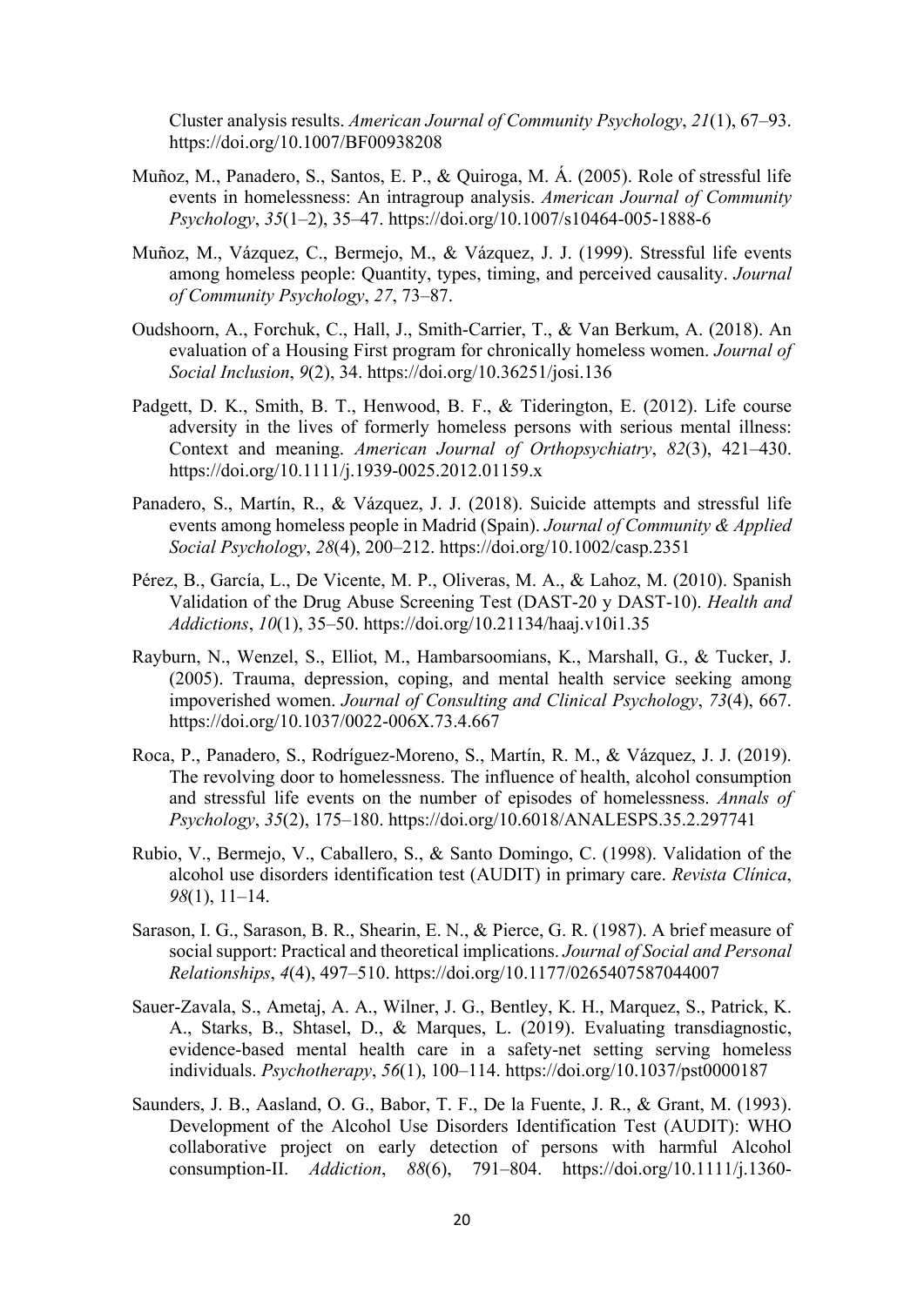Cluster analysis results. *American Journal of Community Psychology*, *21*(1), 67–93. https://doi.org/10.1007/BF00938208

Muñoz, M., Panadero, S., Santos, E. P., & Quiroga, M. Á. (2005). Role of stressful life events in homelessness: An intragroup analysis. *American Journal of Community Psychology*, *35*(1–2), 35–47. https://doi.org/10.1007/s10464-005-1888-6

Muñoz, M., Vázquez, C., Bermejo, M., & Vázquez, J. J. (1999). Stressful life events among homeless people: Quantity, types, timing, and perceived causality. *Journal of Community Psychology*, *27*, 73–87.

Oudshoorn, A., Forchuk, C., Hall, J., Smith-Carrier, T., & Van Berkum, A. (2018). An evaluation of a Housing First program for chronically homeless women. *Journal of Social Inclusion*, *9*(2), 34. https://doi.org/10.36251/josi.136

Padgett, D. K., Smith, B. T., Henwood, B. F., & Tiderington, E. (2012). Life course adversity in the lives of formerly homeless persons with serious mental illness: Context and meaning. *American Journal of Orthopsychiatry*, *82*(3), 421–430. https://doi.org/10.1111/j.1939-0025.2012.01159.x

Panadero, S., Martín, R., & Vázquez, J. J. (2018). Suicide attempts and stressful life events among homeless people in Madrid (Spain). *Journal of Community & Applied Social Psychology*, *28*(4), 200–212. https://doi.org/10.1002/casp.2351

Pérez, B., García, L., De Vicente, M. P., Oliveras, M. A., & Lahoz, M. (2010). Spanish Validation of the Drug Abuse Screening Test (DAST-20 y DAST-10). *Health and Addictions*, *10*(1), 35–50. https://doi.org/10.21134/haaj.v10i1.35

Rayburn, N., Wenzel, S., Elliot, M., Hambarsoomians, K., Marshall, G., & Tucker, J. (2005). Trauma, depression, coping, and mental health service seeking among impoverished women. *Journal of Consulting and Clinical Psychology*, *73*(4), 667. https://doi.org/10.1037/0022-006X.73.4.667

Roca, P., Panadero, S., Rodríguez-Moreno, S., Martín, R. M., & Vázquez, J. J. (2019). The revolving door to homelessness. The influence of health, alcohol consumption and stressful life events on the number of episodes of homelessness. *Annals of Psychology*, *35*(2), 175–180. https://doi.org/10.6018/ANALESPS.35.2.297741

Rubio, V., Bermejo, V., Caballero, S., & Santo Domingo, C. (1998). Validation of the alcohol use disorders identification test (AUDIT) in primary care. *Revista Clínica*, *98*(1), 11–14.

Sarason, I. G., Sarason, B. R., Shearin, E. N., & Pierce, G. R. (1987). A brief measure of social support: Practical and theoretical implications. *Journal of Social and Personal Relationships*, *4*(4), 497–510. https://doi.org/10.1177/0265407587044007

Sauer-Zavala, S., Ametaj, A. A., Wilner, J. G., Bentley, K. H., Marquez, S., Patrick, K. A., Starks, B., Shtasel, D., & Marques, L. (2019). Evaluating transdiagnostic, evidence-based mental health care in a safety-net setting serving homeless individuals. *Psychotherapy*, *56*(1), 100–114. https://doi.org/10.1037/pst0000187

Saunders, J. B., Aasland, O. G., Babor, T. F., De la Fuente, J. R., & Grant, M. (1993). Development of the Alcohol Use Disorders Identification Test (AUDIT): WHO collaborative project on early detection of persons with harmful Alcohol consumption-II. *Addiction*, *88*(6), 791–804. https://doi.org/10.1111/j.1360-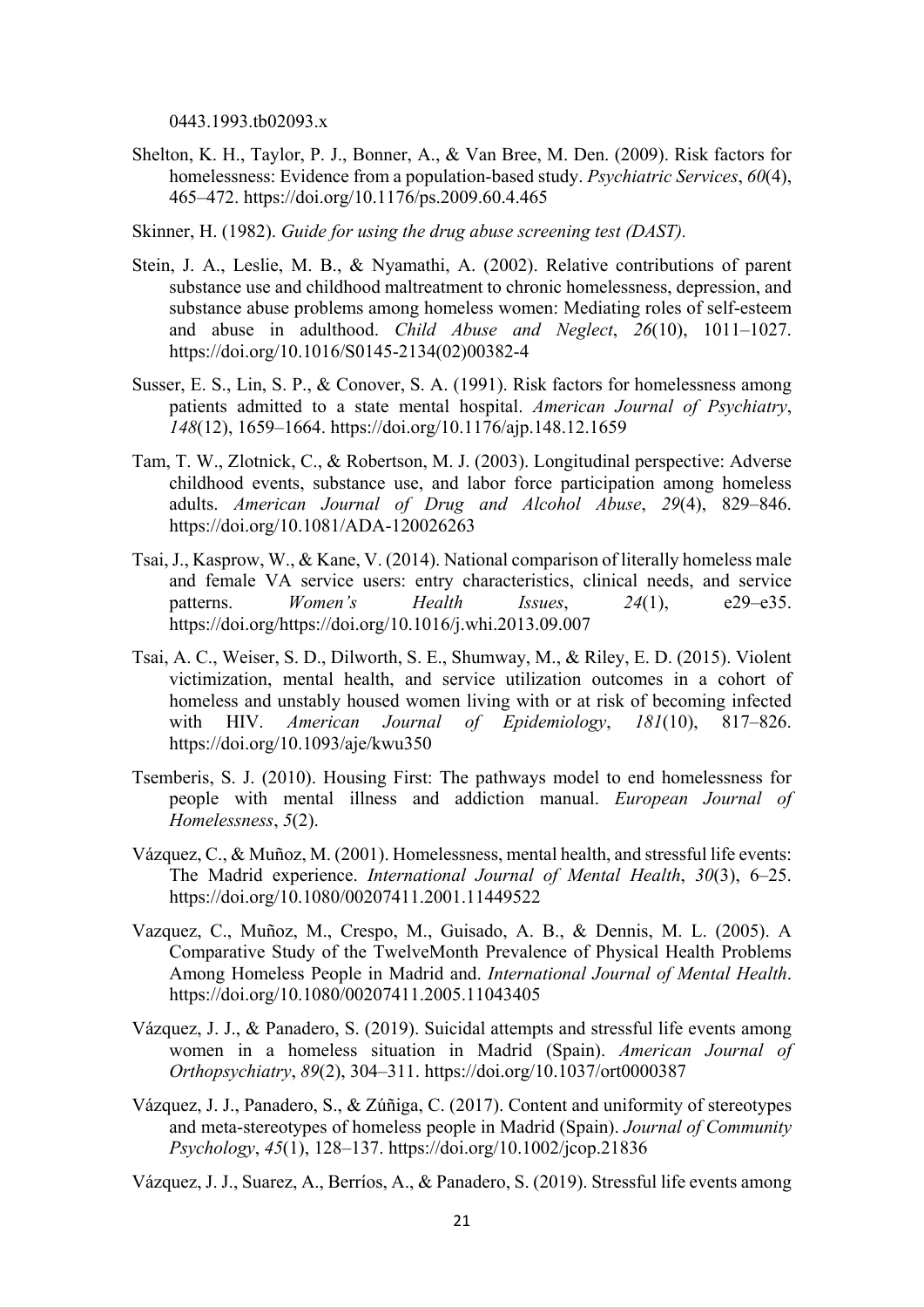0443.1993.tb02093.x

Shelton, K. H., Taylor, P. J., Bonner, A., & Van Bree, M. Den. (2009). Risk factors for homelessness: Evidence from a population-based study. *Psychiatric Services*, *60*(4), 465–472. https://doi.org/10.1176/ps.2009.60.4.465

Skinner, H. (1982). *Guide for using the drug abuse screening test (DAST).*

Stein, J. A., Leslie, M. B., & Nyamathi, A. (2002). Relative contributions of parent substance use and childhood maltreatment to chronic homelessness, depression, and substance abuse problems among homeless women: Mediating roles of self-esteem and abuse in adulthood. *Child Abuse and Neglect*, *26*(10), 1011–1027. https://doi.org/10.1016/S0145-2134(02)00382-4

Susser, E. S., Lin, S. P., & Conover, S. A. (1991). Risk factors for homelessness among patients admitted to a state mental hospital. *American Journal of Psychiatry*, *148*(12), 1659–1664. https://doi.org/10.1176/ajp.148.12.1659

Tam, T. W., Zlotnick, C., & Robertson, M. J. (2003). Longitudinal perspective: Adverse childhood events, substance use, and labor force participation among homeless adults. *American Journal of Drug and Alcohol Abuse*, *29*(4), 829–846. https://doi.org/10.1081/ADA-120026263

Tsai, J., Kasprow, W., & Kane, V. (2014). National comparison of literally homeless male and female VA service users: entry characteristics, clinical needs, and service patterns. *Women's Health Issues*, *24*(1), e29–e35. https://doi.org/https://doi.org/10.1016/j.whi.2013.09.007

Tsai, A. C., Weiser, S. D., Dilworth, S. E., Shumway, M., & Riley, E. D. (2015). Violent victimization, mental health, and service utilization outcomes in a cohort of homeless and unstably housed women living with or at risk of becoming infected with HIV. *American Journal of Epidemiology*, *181*(10), 817–826. https://doi.org/10.1093/aje/kwu350

Tsemberis, S. J. (2010). Housing First: The pathways model to end homelessness for people with mental illness and addiction manual. *European Journal of Homelessness*, *5*(2).

Vázquez, C., & Muñoz, M. (2001). Homelessness, mental health, and stressful life events: The Madrid experience. *International Journal of Mental Health*, *30*(3), 6–25. https://doi.org/10.1080/00207411.2001.11449522

Vazquez, C., Muñoz, M., Crespo, M., Guisado, A. B., & Dennis, M. L. (2005). A Comparative Study of the TwelveMonth Prevalence of Physical Health Problems Among Homeless People in Madrid and. *International Journal of Mental Health*. https://doi.org/10.1080/00207411.2005.11043405

Vázquez, J. J., & Panadero, S. (2019). Suicidal attempts and stressful life events among women in a homeless situation in Madrid (Spain). *American Journal of Orthopsychiatry*, *89*(2), 304–311. https://doi.org/10.1037/ort0000387

Vázquez, J. J., Panadero, S., & Zúñiga, C. (2017). Content and uniformity of stereotypes and meta-stereotypes of homeless people in Madrid (Spain). *Journal of Community Psychology*, *45*(1), 128–137. https://doi.org/10.1002/jcop.21836

Vázquez, J. J., Suarez, A., Berríos, A., & Panadero, S. (2019). Stressful life events among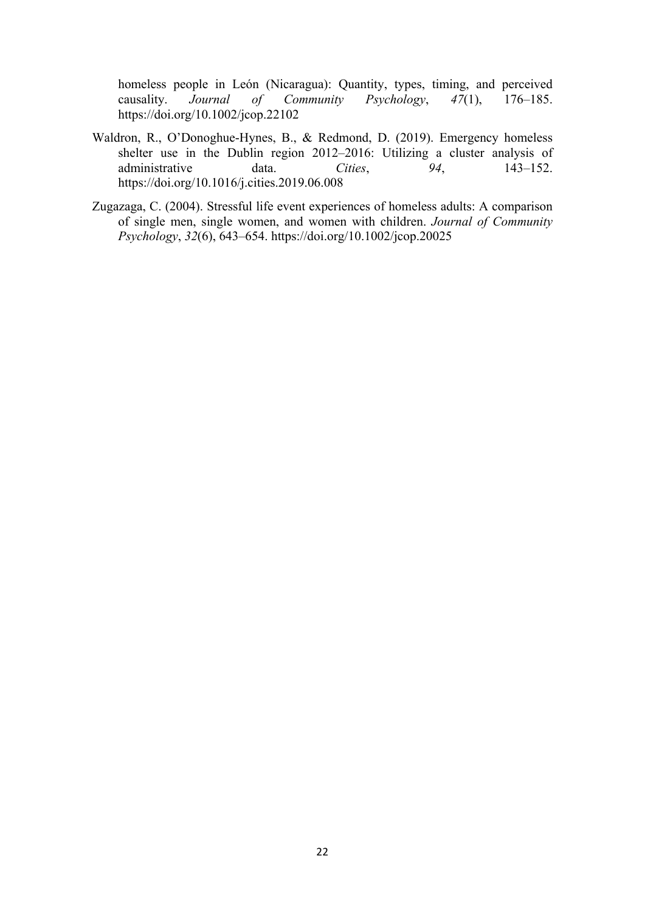homeless people in León (Nicaragua): Quantity, types, timing, and perceived causality. *Journal of Community Psychology*, *47*(1), 176–185. https://doi.org/10.1002/jcop.22102

Waldron, R., O'Donoghue-Hynes, B., & Redmond, D. (2019). Emergency homeless shelter use in the Dublin region 2012–2016: Utilizing a cluster analysis of administrative data. *Cities*, *94*, 143–152. https://doi.org/10.1016/j.cities.2019.06.008

Zugazaga, C. (2004). Stressful life event experiences of homeless adults: A comparison of single men, single women, and women with children. *Journal of Community Psychology*, *32*(6), 643–654. https://doi.org/10.1002/jcop.20025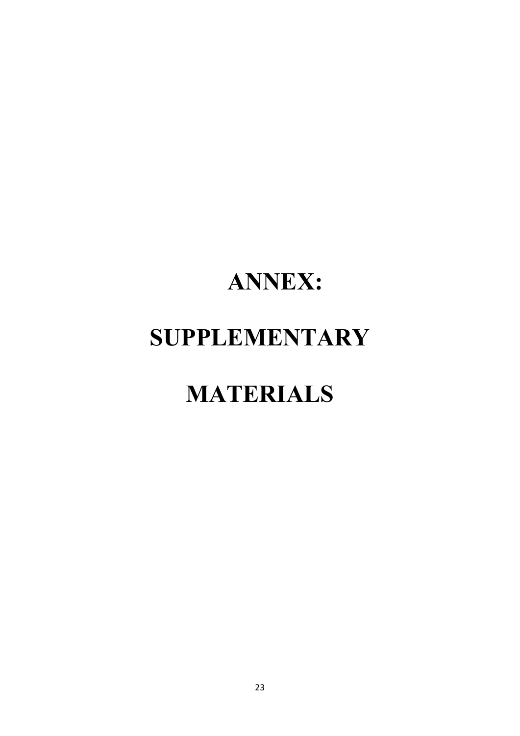# ANNEX:

# SUPPLEMENTARY

# MATERIALS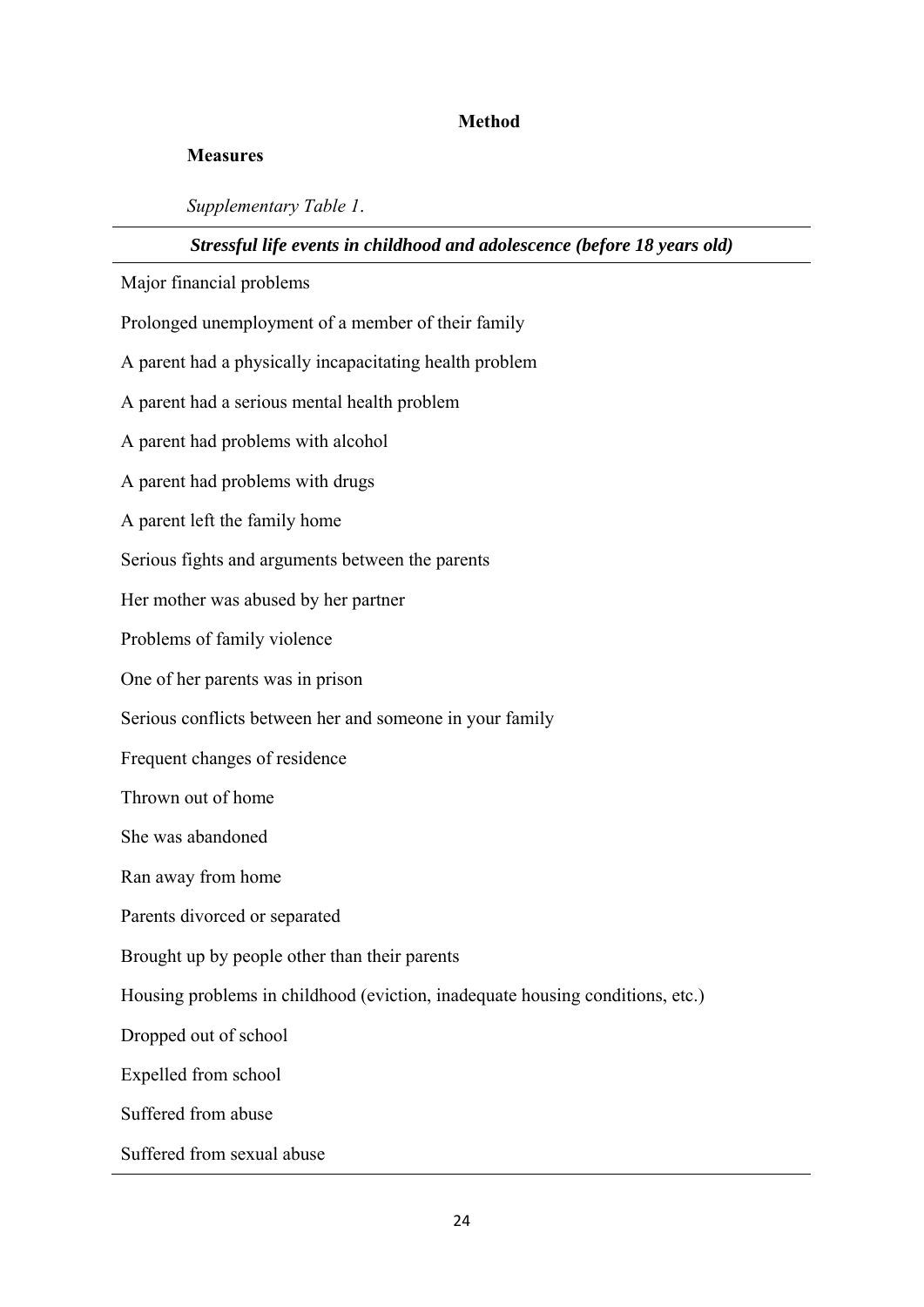## Method

### Measures

*Supplementary Table 1.*

| ***Stressful life events in childhood and adolescence (before 18 years old)*** |
| --- |
| Major financial problems |
| Prolonged unemployment of a member of their family |
| A parent had a physically incapacitating health problem |
| A parent had a serious mental health problem |
| A parent had problems with alcohol |
| A parent had problems with drugs |
| A parent left the family home |
| Serious fights and arguments between the parents |
| Her mother was abused by her partner |
| Problems of family violence |
| One of her parents was in prison |
| Serious conflicts between her and someone in your family |
| Frequent changes of residence |
| Thrown out of home |
| She was abandoned |
| Ran away from home |
| Parents divorced or separated |
| Brought up by people other than their parents |
| Housing problems in childhood (eviction, inadequate housing conditions, etc.) |
| Dropped out of school |
| Expelled from school |
| Suffered from abuse |
| Suffered from sexual abuse |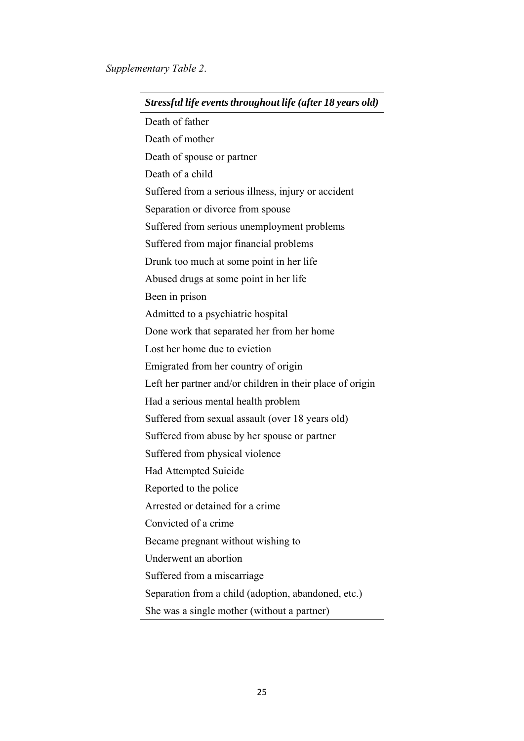*Supplementary Table 2*.

| ***Stressful life events throughout life (after 18 years old)*** |
|---|
| Death of father |
| Death of mother |
| Death of spouse or partner |
| Death of a child |
| Suffered from a serious illness, injury or accident |
| Separation or divorce from spouse |
| Suffered from serious unemployment problems |
| Suffered from major financial problems |
| Drunk too much at some point in her life |
| Abused drugs at some point in her life |
| Been in prison |
| Admitted to a psychiatric hospital |
| Done work that separated her from her home |
| Lost her home due to eviction |
| Emigrated from her country of origin |
| Left her partner and/or children in their place of origin |
| Had a serious mental health problem |
| Suffered from sexual assault (over 18 years old) |
| Suffered from abuse by her spouse or partner |
| Suffered from physical violence |
| Had Attempted Suicide |
| Reported to the police |
| Arrested or detained for a crime |
| Convicted of a crime |
| Became pregnant without wishing to |
| Underwent an abortion |
| Suffered from a miscarriage |
| Separation from a child (adoption, abandoned, etc.) |
| She was a single mother (without a partner) |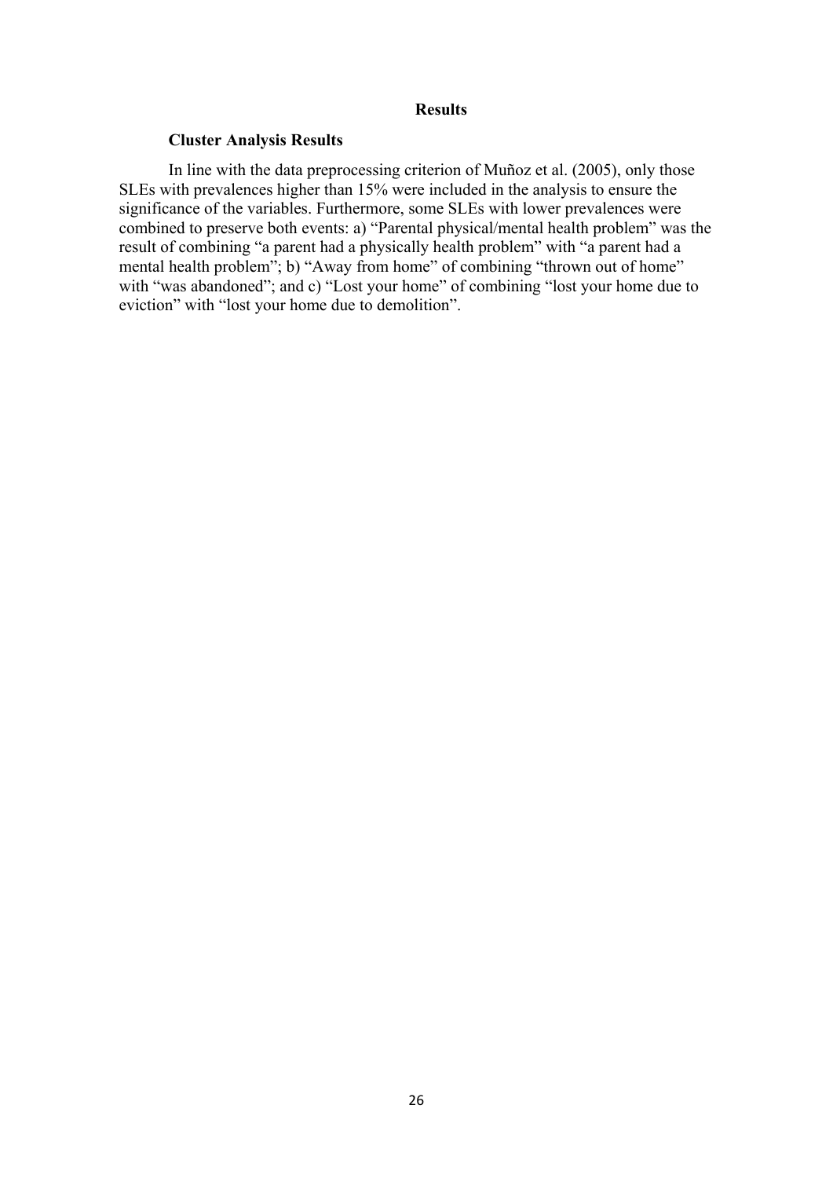## Results

### Cluster Analysis Results

In line with the data preprocessing criterion of Muñoz et al. (2005), only those SLEs with prevalences higher than 15% were included in the analysis to ensure the significance of the variables. Furthermore, some SLEs with lower prevalences were combined to preserve both events: a) "Parental physical/mental health problem" was the result of combining "a parent had a physically health problem" with "a parent had a mental health problem"; b) "Away from home" of combining "thrown out of home" with "was abandoned"; and c) "Lost your home" of combining "lost your home due to eviction" with "lost your home due to demolition".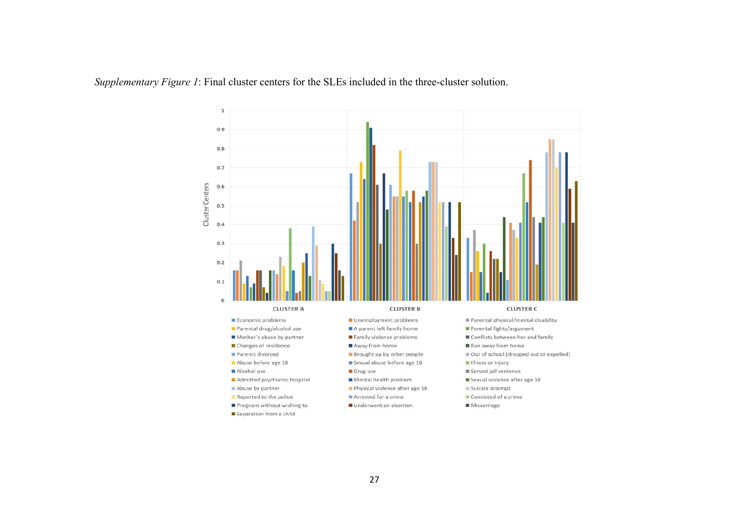*Supplementary Figure 1*: Final cluster centers for the SLEs included in the three-cluster solution.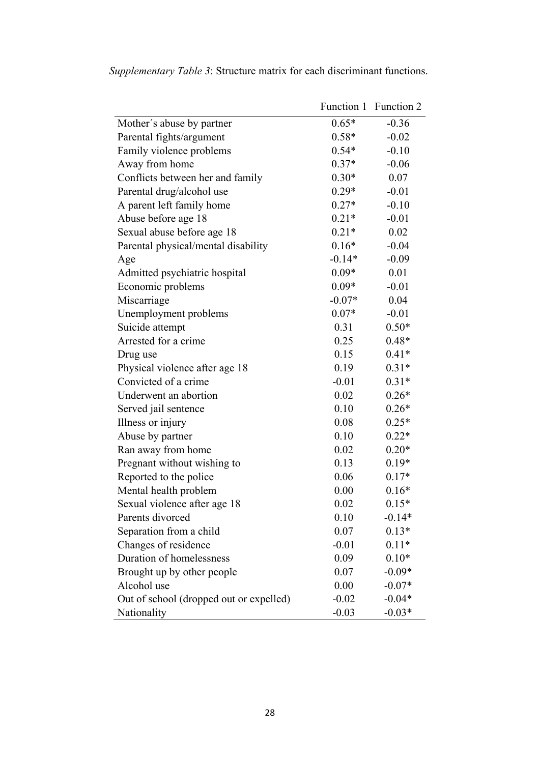*Supplementary Table 3*: Structure matrix for each discriminant functions.

| | Function 1 | Function 2 |
|---|---|---|
| Mother´s abuse by partner | 0.65* | -0.36 |
| Parental fights/argument | 0.58* | -0.02 |
| Family violence problems | 0.54* | -0.10 |
| Away from home | 0.37* | -0.06 |
| Conflicts between her and family | 0.30* | 0.07 |
| Parental drug/alcohol use | 0.29* | -0.01 |
| A parent left family home | 0.27* | -0.10 |
| Abuse before age 18 | 0.21* | -0.01 |
| Sexual abuse before age 18 | 0.21* | 0.02 |
| Parental physical/mental disability | 0.16* | -0.04 |
| Age | -0.14* | -0.09 |
| Admitted psychiatric hospital | 0.09* | 0.01 |
| Economic problems | 0.09* | -0.01 |
| Miscarriage | -0.07* | 0.04 |
| Unemployment problems | 0.07* | -0.01 |
| Suicide attempt | 0.31 | 0.50* |
| Arrested for a crime | 0.25 | 0.48* |
| Drug use | 0.15 | 0.41* |
| Physical violence after age 18 | 0.19 | 0.31* |
| Convicted of a crime | -0.01 | 0.31* |
| Underwent an abortion | 0.02 | 0.26* |
| Served jail sentence | 0.10 | 0.26* |
| Illness or injury | 0.08 | 0.25* |
| Abuse by partner | 0.10 | 0.22* |
| Ran away from home | 0.02 | 0.20* |
| Pregnant without wishing to | 0.13 | 0.19* |
| Reported to the police | 0.06 | 0.17* |
| Mental health problem | 0.00 | 0.16* |
| Sexual violence after age 18 | 0.02 | 0.15* |
| Parents divorced | 0.10 | -0.14* |
| Separation from a child | 0.07 | 0.13* |
| Changes of residence | -0.01 | 0.11* |
| Duration of homelessness | 0.09 | 0.10* |
| Brought up by other people | 0.07 | -0.09* |
| Alcohol use | 0.00 | -0.07* |
| Out of school (dropped out or expelled) | -0.02 | -0.04* |
| Nationality | -0.03 | -0.03* |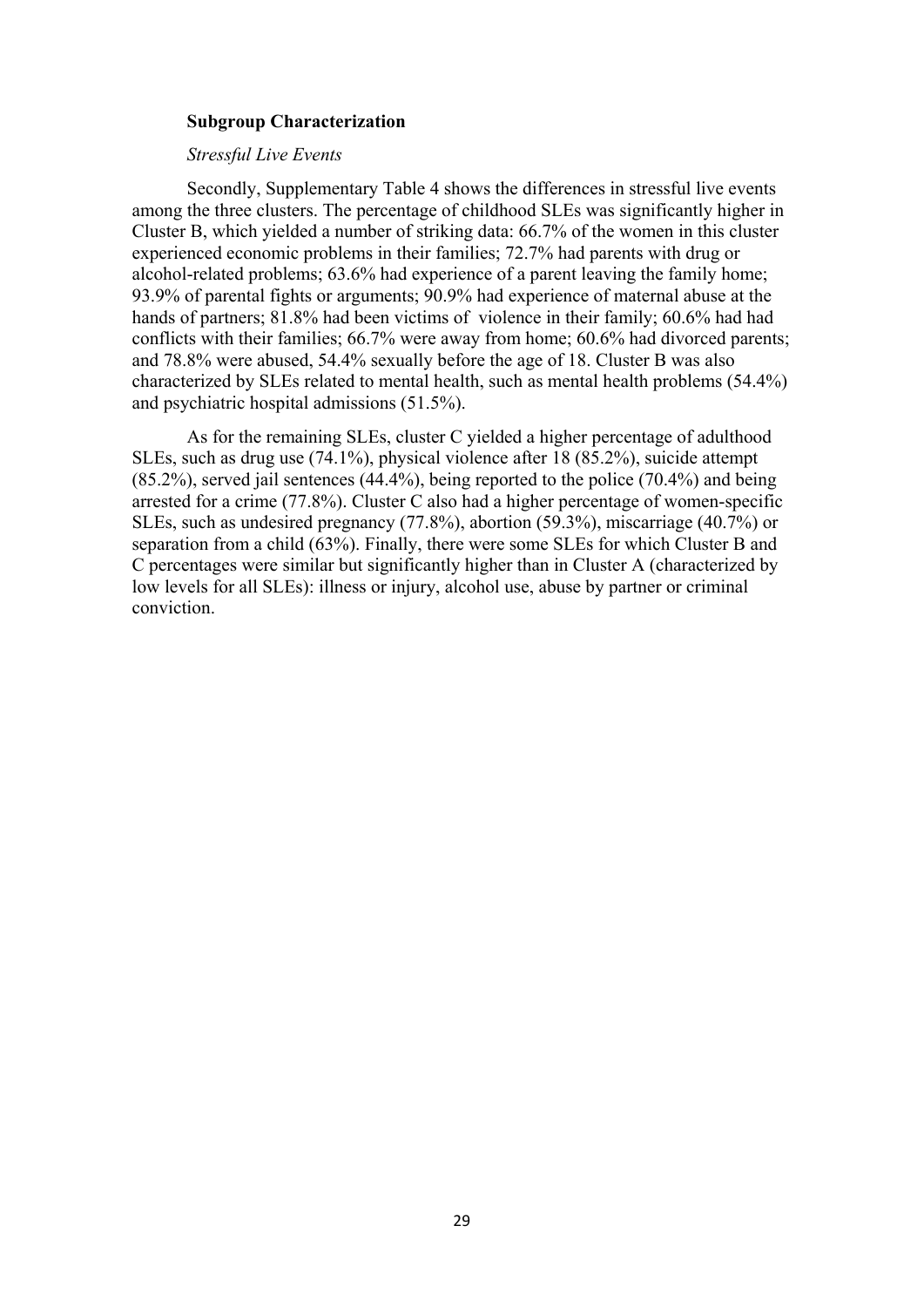**Subgroup Characterization**

*Stressful Live Events*

Secondly, Supplementary Table 4 shows the differences in stressful live events among the three clusters. The percentage of childhood SLEs was significantly higher in Cluster B, which yielded a number of striking data: 66.7% of the women in this cluster experienced economic problems in their families; 72.7% had parents with drug or alcohol-related problems; 63.6% had experience of a parent leaving the family home; 93.9% of parental fights or arguments; 90.9% had experience of maternal abuse at the hands of partners; 81.8% had been victims of violence in their family; 60.6% had had conflicts with their families; 66.7% were away from home; 60.6% had divorced parents; and 78.8% were abused, 54.4% sexually before the age of 18. Cluster B was also characterized by SLEs related to mental health, such as mental health problems (54.4%) and psychiatric hospital admissions (51.5%).

As for the remaining SLEs, cluster C yielded a higher percentage of adulthood SLEs, such as drug use (74.1%), physical violence after 18 (85.2%), suicide attempt (85.2%), served jail sentences (44.4%), being reported to the police (70.4%) and being arrested for a crime (77.8%). Cluster C also had a higher percentage of women-specific SLEs, such as undesired pregnancy (77.8%), abortion (59.3%), miscarriage (40.7%) or separation from a child (63%). Finally, there were some SLEs for which Cluster B and C percentages were similar but significantly higher than in Cluster A (characterized by low levels for all SLEs): illness or injury, alcohol use, abuse by partner or criminal conviction.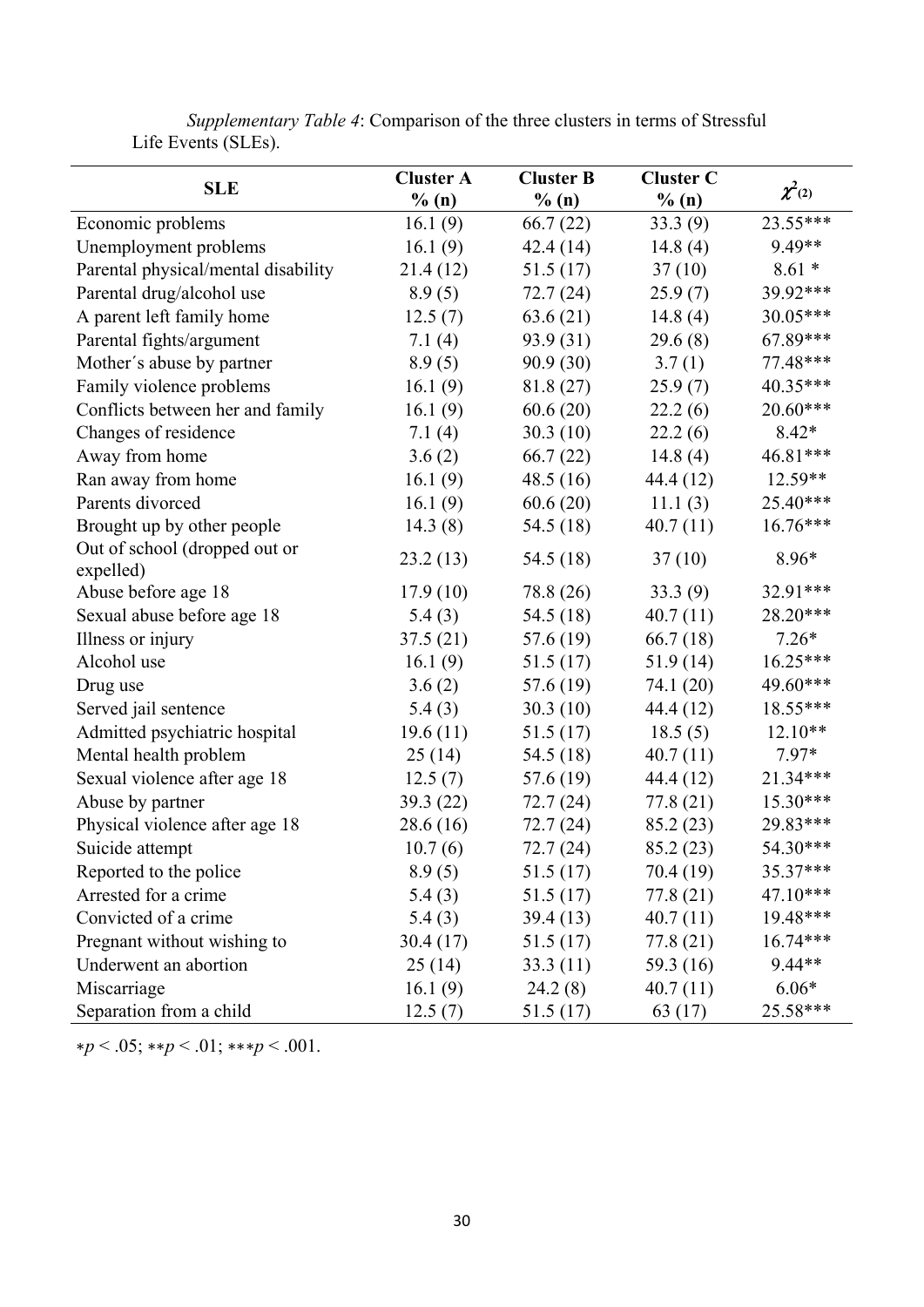*Supplementary Table 4*: Comparison of the three clusters in terms of Stressful Life Events (SLEs).

| SLE | Cluster A % (n) | Cluster B % (n) | Cluster C % (n) | $\chi^2_{(2)}$ |
|---|---|---|---|---|
| Economic problems | 16.1 (9) | 66.7 (22) | 33.3 (9) | 23.55*** |
| Unemployment problems | 16.1 (9) | 42.4 (14) | 14.8 (4) | 9.49** |
| Parental physical/mental disability | 21.4 (12) | 51.5 (17) | 37 (10) | 8.61 * |
| Parental drug/alcohol use | 8.9 (5) | 72.7 (24) | 25.9 (7) | 39.92*** |
| A parent left family home | 12.5 (7) | 63.6 (21) | 14.8 (4) | 30.05*** |
| Parental fights/argument | 7.1 (4) | 93.9 (31) | 29.6 (8) | 67.89*** |
| Mother´s abuse by partner | 8.9 (5) | 90.9 (30) | 3.7 (1) | 77.48*** |
| Family violence problems | 16.1 (9) | 81.8 (27) | 25.9 (7) | 40.35*** |
| Conflicts between her and family | 16.1 (9) | 60.6 (20) | 22.2 (6) | 20.60*** |
| Changes of residence | 7.1 (4) | 30.3 (10) | 22.2 (6) | 8.42* |
| Away from home | 3.6 (2) | 66.7 (22) | 14.8 (4) | 46.81*** |
| Ran away from home | 16.1 (9) | 48.5 (16) | 44.4 (12) | 12.59** |
| Parents divorced | 16.1 (9) | 60.6 (20) | 11.1 (3) | 25.40*** |
| Brought up by other people | 14.3 (8) | 54.5 (18) | 40.7 (11) | 16.76*** |
| Out of school (dropped out or expelled) | 23.2 (13) | 54.5 (18) | 37 (10) | 8.96* |
| Abuse before age 18 | 17.9 (10) | 78.8 (26) | 33.3 (9) | 32.91*** |
| Sexual abuse before age 18 | 5.4 (3) | 54.5 (18) | 40.7 (11) | 28.20*** |
| Illness or injury | 37.5 (21) | 57.6 (19) | 66.7 (18) | 7.26* |
| Alcohol use | 16.1 (9) | 51.5 (17) | 51.9 (14) | 16.25*** |
| Drug use | 3.6 (2) | 57.6 (19) | 74.1 (20) | 49.60*** |
| Served jail sentence | 5.4 (3) | 30.3 (10) | 44.4 (12) | 18.55*** |
| Admitted psychiatric hospital | 19.6 (11) | 51.5 (17) | 18.5 (5) | 12.10** |
| Mental health problem | 25 (14) | 54.5 (18) | 40.7 (11) | 7.97* |
| Sexual violence after age 18 | 12.5 (7) | 57.6 (19) | 44.4 (12) | 21.34*** |
| Abuse by partner | 39.3 (22) | 72.7 (24) | 77.8 (21) | 15.30*** |
| Physical violence after age 18 | 28.6 (16) | 72.7 (24) | 85.2 (23) | 29.83*** |
| Suicide attempt | 10.7 (6) | 72.7 (24) | 85.2 (23) | 54.30*** |
| Reported to the police | 8.9 (5) | 51.5 (17) | 70.4 (19) | 35.37*** |
| Arrested for a crime | 5.4 (3) | 51.5 (17) | 77.8 (21) | 47.10*** |
| Convicted of a crime | 5.4 (3) | 39.4 (13) | 40.7 (11) | 19.48*** |
| Pregnant without wishing to | 30.4 (17) | 51.5 (17) | 77.8 (21) | 16.74*** |
| Underwent an abortion | 25 (14) | 33.3 (11) | 59.3 (16) | 9.44** |
| Miscarriage | 16.1 (9) | 24.2 (8) | 40.7 (11) | 6.06* |
| Separation from a child | 12.5 (7) | 51.5 (17) | 63 (17) | 25.58*** |

$*p < .05$; $**p < .01$; $***p < .001$.